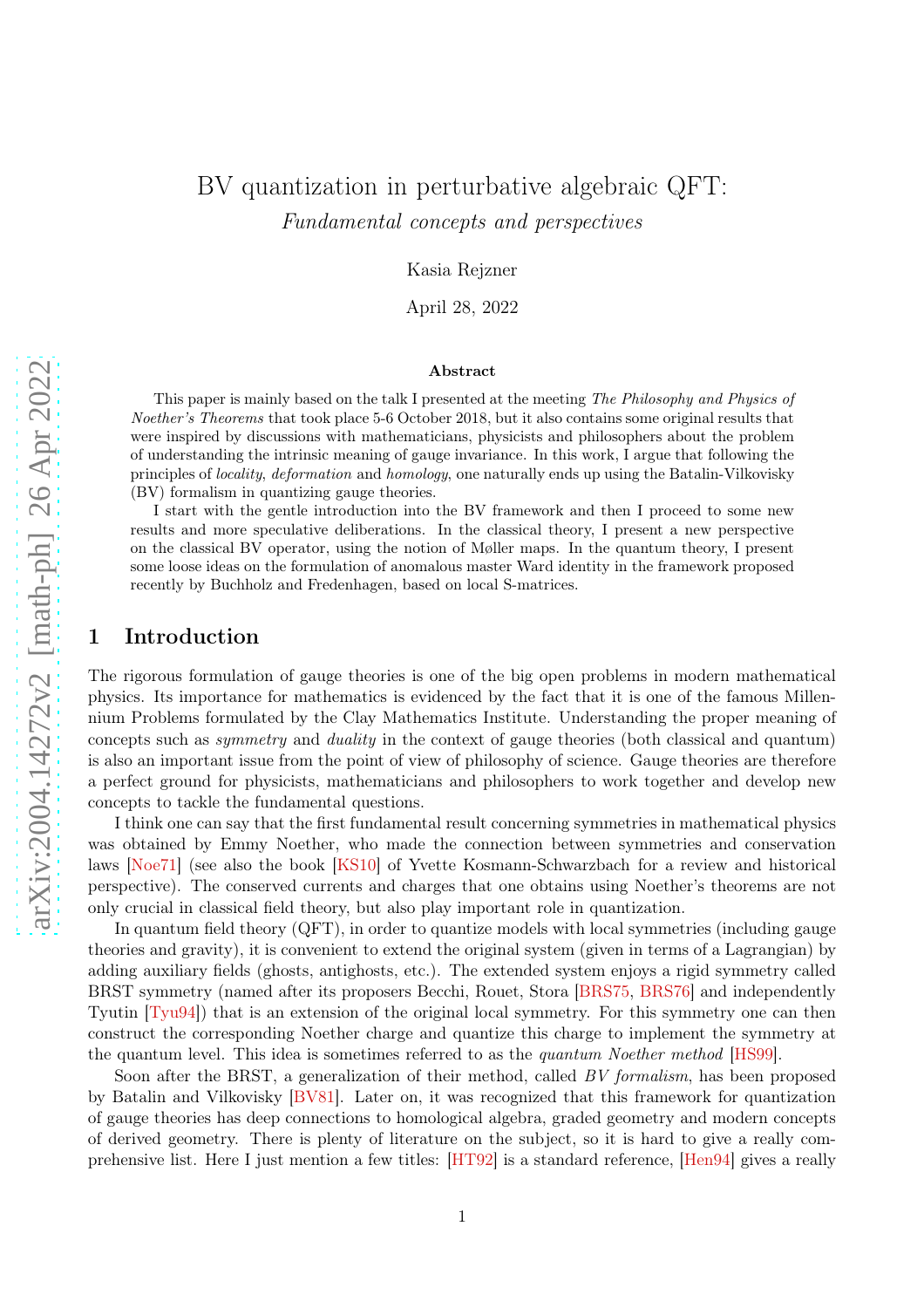# BV quantization in perturbative algebraic QFT:

*Fundamental concepts and perspectives*

Kasia Rejzner

April 28, 2022

### Abstract

This paper is mainly based on the talk I presented at the meeting *The Philosophy and Physics of Noether's Theorems* that took place 5-6 October 2018, but it also contains some original results that were inspired by discussions with mathematicians, physicists and philosophers about the problem of understanding the intrinsic meaning of gauge invariance. In this work, I argue that following the principles of *locality*, *deformation* and *homology*, one naturally ends up using the Batalin-Vilkovisky (BV) formalism in quantizing gauge theories.

I start with the gentle introduction into the BV framework and then I proceed to some new results and more speculative deliberations. In the classical theory, I present a new perspective on the classical BV operator, using the notion of Møller maps. In the quantum theory, I present some loose ideas on the formulation of anomalous master Ward identity in the framework proposed recently by Buchholz and Fredenhagen, based on local S-matrices.

## 1 Introduction

The rigorous formulation of gauge theories is one of the big open problems in modern mathematical physics. Its importance for mathematics is evidenced by the fact that it is one of the famous Millennium Problems formulated by the Clay Mathematics Institute. Understanding the proper meaning of concepts such as *symmetry* and *duality* in the context of gauge theories (both classical and quantum) is also an important issue from the point of view of philosophy of science. Gauge theories are therefore a perfect ground for physicists, mathematicians and philosophers to work together and develop new concepts to tackle the fundamental questions.

I think one can say that the first fundamental result concerning symmetries in mathematical physics was obtained by Emmy Noether, who made the connection between symmetries and conservation laws [Noe71] (see also the book [KS10] of Yvette Kosmann-Schwarzbach for a review and historical perspective). The conserved currents and charges that one obtains using Noether's theorems are not only crucial in classical field theory, but also play important role in quantization.

In quantum field theory (QFT), in order to quantize models with local symmetries (including gauge theories and gravity), it is convenient to extend the original system (given in terms of a Lagrangian) by adding auxiliary fields (ghosts, antighosts, etc.). The extended system enjoys a rigid symmetry called BRST symmetry (named after its proposers Becchi, Rouet, Stora [BRS75, BRS76] and independently Tyutin [Tyu94]) that is an extension of the original local symmetry. For this symmetry one can then construct the corresponding Noether charge and quantize this charge to implement the symmetry at the quantum level. This idea is sometimes referred to as the *quantum Noether method* [HS99].

Soon after the BRST, a generalization of their method, called *BV formalism*, has been proposed by Batalin and Vilkovisky [BV81]. Later on, it was recognized that this framework for quantization of gauge theories has deep connections to homological algebra, graded geometry and modern concepts of derived geometry. There is plenty of literature on the subject, so it is hard to give a really comprehensive list. Here I just mention a few titles: [HT92] is a standard reference, [Hen94] gives a really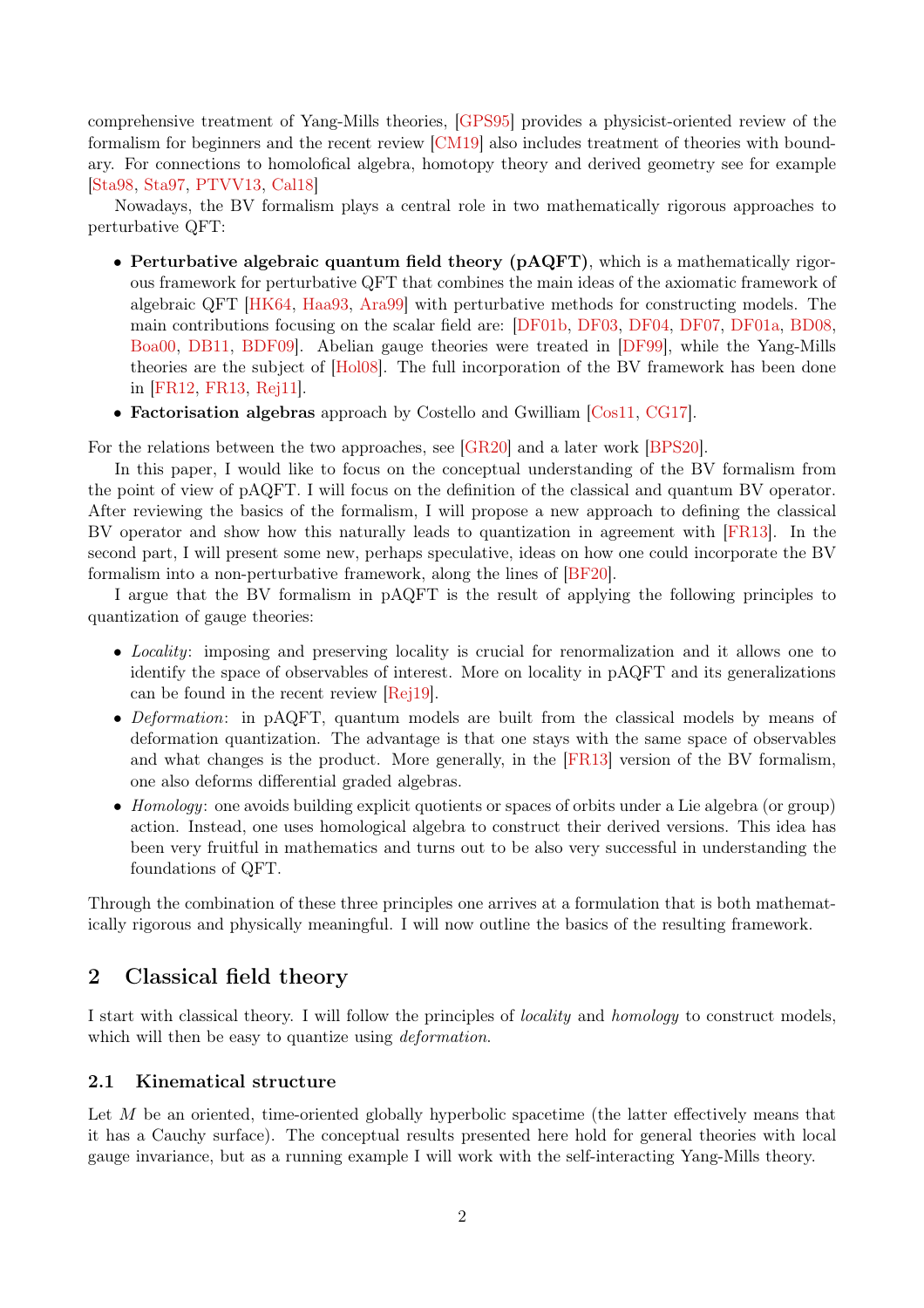comprehensive treatment of Yang-Mills theories, [GPS95] provides a physicist-oriented review of the formalism for beginners and the recent review [CM19] also includes treatment of theories with boundary. For connections to homolofical algebra, homotopy theory and derived geometry see for example [Sta98, Sta97, PTVV13, Cal18]

Nowadays, the BV formalism plays a central role in two mathematically rigorous approaches to perturbative QFT:

- **Perturbative algebraic quantum field theory (pAQFT)**, which is a mathematically rigorous framework for perturbative QFT that combines the main ideas of the axiomatic framework of algebraic QFT [HK64, Haa93, Ara99] with perturbative methods for constructing models. The main contributions focusing on the scalar field are: [DF01b, DF03, DF04, DF07, DF01a, BD08, Boa00, DB11, BDF09]. Abelian gauge theories were treated in [DF99], while the Yang-Mills theories are the subject of [Hol08]. The full incorporation of the BV framework has been done in [FR12, FR13, Rej11].
- **Factorisation algebras** approach by Costello and Gwilliam [Cos11, CG17].

For the relations between the two approaches, see [GR20] and a later work [BPS20].

In this paper, I would like to focus on the conceptual understanding of the BV formalism from the point of view of pAQFT. I will focus on the definition of the classical and quantum BV operator. After reviewing the basics of the formalism, I will propose a new approach to defining the classical BV operator and show how this naturally leads to quantization in agreement with [FR13]. In the second part, I will present some new, perhaps speculative, ideas on how one could incorporate the BV formalism into a non-perturbative framework, along the lines of [BF20].

I argue that the BV formalism in pAQFT is the result of applying the following principles to quantization of gauge theories:

- *Locality*: imposing and preserving locality is crucial for renormalization and it allows one to identify the space of observables of interest. More on locality in pAQFT and its generalizations can be found in the recent review [Rej19].
- *Deformation*: in pAQFT, quantum models are built from the classical models by means of deformation quantization. The advantage is that one stays with the same space of observables and what changes is the product. More generally, in the [FR13] version of the BV formalism, one also deforms differential graded algebras.
- *Homology*: one avoids building explicit quotients or spaces of orbits under a Lie algebra (or group) action. Instead, one uses homological algebra to construct their derived versions. This idea has been very fruitful in mathematics and turns out to be also very successful in understanding the foundations of QFT.

Through the combination of these three principles one arrives at a formulation that is both mathematically rigorous and physically meaningful. I will now outline the basics of the resulting framework.

## 2 Classical field theory

I start with classical theory. I will follow the principles of *locality* and *homology* to construct models, which will then be easy to quantize using *deformation*.

### 2.1 Kinematical structure

Let $M$ be an oriented, time-oriented globally hyperbolic spacetime (the latter effectively means that it has a Cauchy surface). The conceptual results presented here hold for general theories with local gauge invariance, but as a running example I will work with the self-interacting Yang-Mills theory.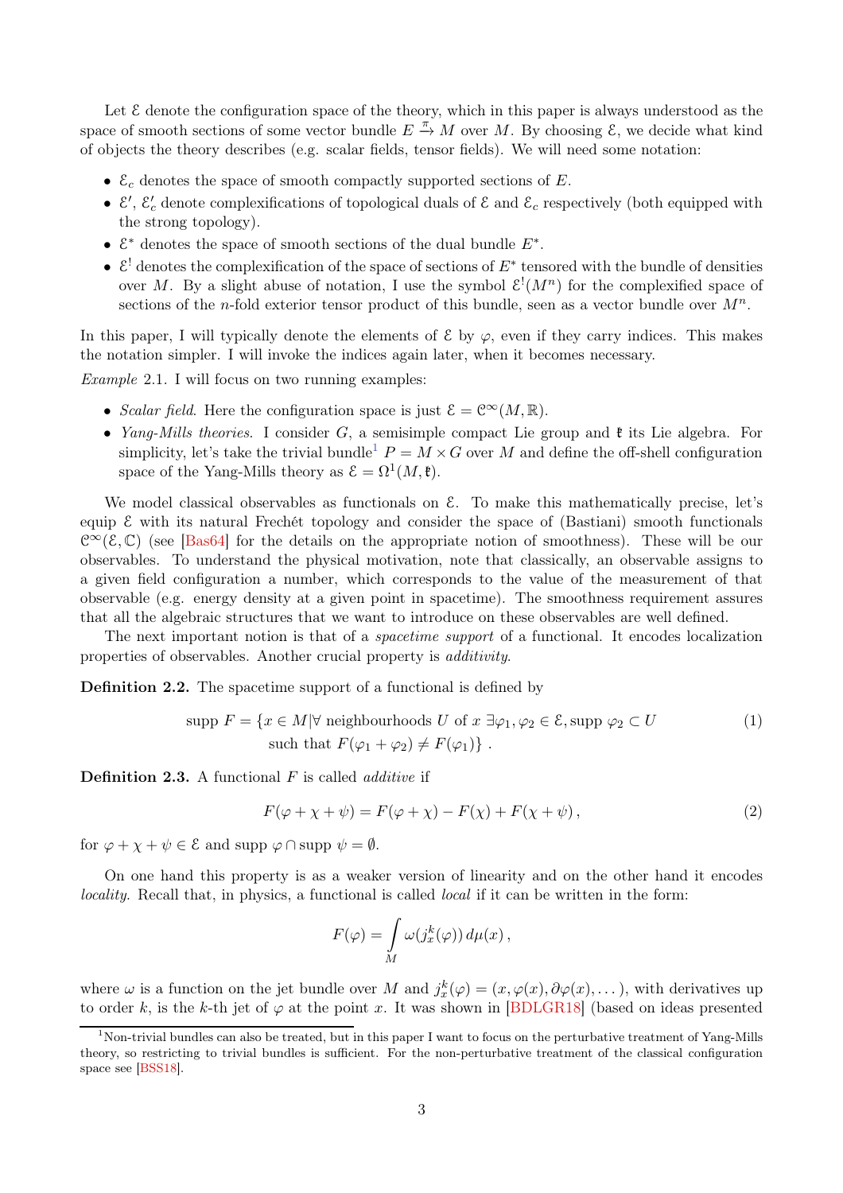Let $\mathcal{E}$ denote the configuration space of the theory, which in this paper is always understood as the space of smooth sections of some vector bundle $E \xrightarrow{\pi} M$ over $M$. By choosing $\mathcal{E}$, we decide what kind of objects the theory describes (e.g. scalar fields, tensor fields). We will need some notation:

- $\mathcal{E}_c$ denotes the space of smooth compactly supported sections of $E$.
- $\mathcal{E}'$, $\mathcal{E}'_c$ denote complexifications of topological duals of $\mathcal{E}$ and $\mathcal{E}_c$ respectively (both equipped with the strong topology).
- $\mathcal{E}^*$ denotes the space of smooth sections of the dual bundle $E^*$.
- $\mathcal{E}^!$ denotes the complexification of the space of sections of $E^*$ tensored with the bundle of densities over $M$. By a slight abuse of notation, I use the symbol $\mathcal{E}^!(M^n)$ for the complexified space of sections of the $n$-fold exterior tensor product of this bundle, seen as a vector bundle over $M^n$.

In this paper, I will typically denote the elements of $\mathcal{E}$ by $\varphi$, even if they carry indices. This makes the notation simpler. I will invoke the indices again later, when it becomes necessary.

*Example* 2.1. I will focus on two running examples:

- *Scalar field*. Here the configuration space is just $\mathcal{E} = \mathcal{C}^\infty(M, \mathbb{R})$.
- *Yang-Mills theories*. I consider $G$, a semisimple compact Lie group and $\mathfrak{k}$ its Lie algebra. For simplicity, let's take the trivial bundle[1] $P = M \times G$ over $M$ and define the off-shell configuration space of the Yang-Mills theory as $\mathcal{E} = \Omega^1(M, \mathfrak{k})$.

We model classical observables as functionals on $\mathcal{E}$. To make this mathematically precise, let's equip $\mathcal{E}$ with its natural Frechét topology and consider the space of (Bastiani) smooth functionals $\mathcal{C}^\infty(\mathcal{E}, \mathbb{C})$ (see [Bas64] for the details on the appropriate notion of smoothness). These will be our observables. To understand the physical motivation, note that classically, an observable assigns to a given field configuration a number, which corresponds to the value of the measurement of that observable (e.g. energy density at a given point in spacetime). The smoothness requirement assures that all the algebraic structures that we want to introduce on these observables are well defined.

The next important notion is that of a *spacetime support* of a functional. It encodes localization properties of observables. Another crucial property is *additivity*.

**Definition 2.2.** The spacetime support of a functional is defined by

$$\begin{aligned} \operatorname{supp} F = \{x \in M | \forall \text{ neighbourhoods } U \text{ of } x\ \exists \varphi_1, \varphi_2 \in \mathcal{E}, \operatorname{supp} \varphi_2 \subset U \\ \text{such that } F(\varphi_1 + \varphi_2) \neq F(\varphi_1)\}\ . \end{aligned} \tag{1}$$

**Definition 2.3.** A functional $F$ is called *additive* if

$$F(\varphi + \chi + \psi) = F(\varphi + \chi) - F(\chi) + F(\chi + \psi)\,, \tag{2}$$

for $\varphi + \chi + \psi \in \mathcal{E}$ and $\operatorname{supp} \varphi \cap \operatorname{supp} \psi = \emptyset$.

On one hand this property is as a weaker version of linearity and on the other hand it encodes *locality*. Recall that, in physics, a functional is called *local* if it can be written in the form:

$$F(\varphi) = \int_M \omega(j^k_x(\varphi))\, d\mu(x)\,,$$

where $\omega$ is a function on the jet bundle over $M$ and $j^k_x(\varphi) = (x, \varphi(x), \partial\varphi(x), \dots)$, with derivatives up to order $k$, is the $k$-th jet of $\varphi$ at the point $x$. It was shown in [BDLGR18] (based on ideas presented

[1] Non-trivial bundles can also be treated, but in this paper I want to focus on the perturbative treatment of Yang-Mills theory, so restricting to trivial bundles is sufficient. For the non-perturbative treatment of the classical configuration space see [BSS18].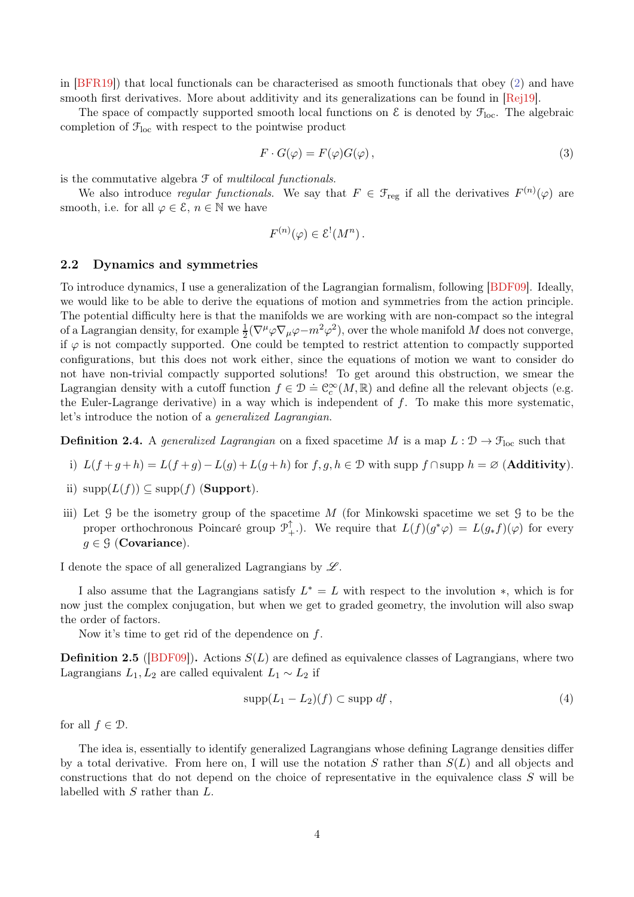in [BFR19]) that local functionals can be characterised as smooth functionals that obey (2) and have smooth first derivatives. More about additivity and its generalizations can be found in [Rej19].

The space of compactly supported smooth local functions on $\mathcal{E}$ is denoted by $\mathcal{F}_{\mathrm{loc}}$. The algebraic completion of $\mathcal{F}_{\mathrm{loc}}$ with respect to the pointwise product

$$F \cdot G(\varphi) = F(\varphi)G(\varphi)\,, \tag{3}$$

is the commutative algebra $\mathcal{F}$ of *multilocal functionals*.

We also introduce *regular functionals*. We say that $F \in \mathcal{F}_{\mathrm{reg}}$ if all the derivatives $F^{(n)}(\varphi)$ are smooth, i.e. for all $\varphi \in \mathcal{E}$, $n \in \mathbb{N}$ we have

$$F^{(n)}(\varphi) \in \mathcal{E}^!(M^n)\,.$$

## 2.2 Dynamics and symmetries

To introduce dynamics, I use a generalization of the Lagrangian formalism, following [BDF09]. Ideally, we would like to be able to derive the equations of motion and symmetries from the action principle. The potential difficulty here is that the manifolds we are working with are non-compact so the integral of a Lagrangian density, for example $\frac{1}{2}(\nabla^\mu\varphi\nabla_\mu\varphi - m^2\varphi^2)$, over the whole manifold $M$ does not converge, if $\varphi$ is not compactly supported. One could be tempted to restrict attention to compactly supported configurations, but this does not work either, since the equations of motion we want to consider do not have non-trivial compactly supported solutions! To get around this obstruction, we smear the Lagrangian density with a cutoff function $f \in \mathcal{D} \doteq \mathcal{C}^\infty_c(M, \mathbb{R})$ and define all the relevant objects (e.g. the Euler-Lagrange derivative) in a way which is independent of $f$. To make this more systematic, let's introduce the notion of a *generalized Lagrangian*.

**Definition 2.4.** A *generalized Lagrangian* on a fixed spacetime $M$ is a map $L : \mathcal{D} \to \mathcal{F}_{\mathrm{loc}}$ such that

i) $L(f+g+h) = L(f+g) - L(g) + L(g+h)$ for $f, g, h \in \mathcal{D}$ with $\operatorname{supp} f \cap \operatorname{supp} h = \varnothing$ (**Additivity**).

ii) $\operatorname{supp}(L(f)) \subseteq \operatorname{supp}(f)$ (**Support**).

iii) Let $\mathcal{G}$ be the isometry group of the spacetime $M$ (for Minkowski spacetime we set $\mathcal{G}$ to be the proper orthochronous Poincaré group $\mathcal{P}^\uparrow_+$.). We require that $L(f)(g^*\varphi) = L(g_*f)(\varphi)$ for every $g \in \mathcal{G}$ (**Covariance**).

I denote the space of all generalized Lagrangians by $\mathscr{L}$.

I also assume that the Lagrangians satisfy $L^* = L$ with respect to the involution $*$, which is for now just the complex conjugation, but when we get to graded geometry, the involution will also swap the order of factors.

Now it's time to get rid of the dependence on $f$.

**Definition 2.5** ([BDF09])**.** Actions $S(L)$ are defined as equivalence classes of Lagrangians, where two Lagrangians $L_1, L_2$ are called equivalent $L_1 \sim L_2$ if

$$\operatorname{supp}(L_1 - L_2)(f) \subset \operatorname{supp} df\,, \tag{4}$$

for all $f \in \mathcal{D}$.

The idea is, essentially to identify generalized Lagrangians whose defining Lagrange densities differ by a total derivative. From here on, I will use the notation $S$ rather than $S(L)$ and all objects and constructions that do not depend on the choice of representative in the equivalence class $S$ will be labelled with $S$ rather than $L$.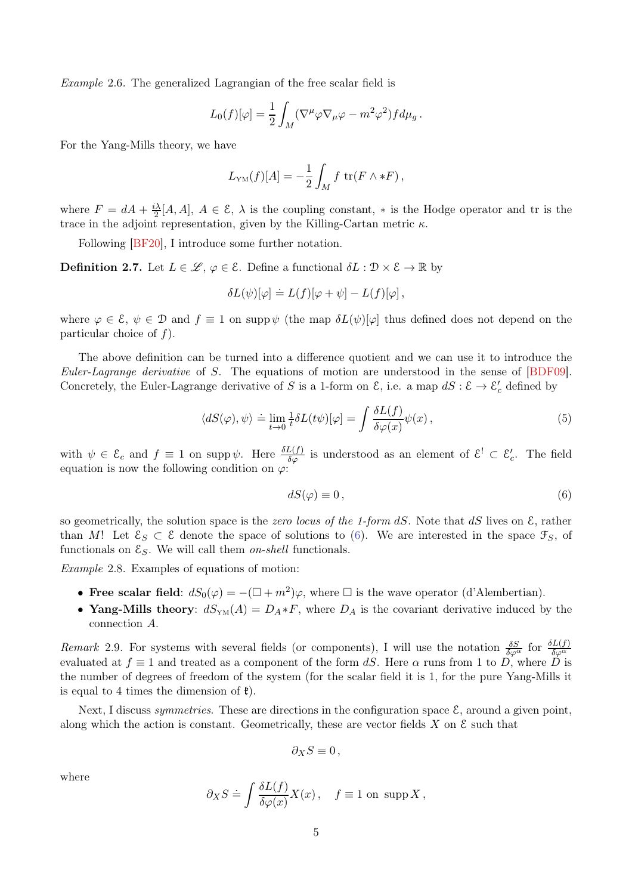*Example* 2.6. The generalized Lagrangian of the free scalar field is

$$L_0(f)[\varphi] = \frac{1}{2}\int_M (\nabla^\mu \varphi \nabla_\mu \varphi - m^2\varphi^2) f d\mu_g \,.$$

For the Yang-Mills theory, we have

$$L_{\text{YM}}(f)[A] = -\frac{1}{2}\int_M f \, \text{tr}(F \wedge *F) \,,$$

where $F = dA + \frac{i\lambda}{2}[A, A]$, $A \in \mathcal{E}$, $\lambda$ is the coupling constant, $*$ is the Hodge operator and tr is the trace in the adjoint representation, given by the Killing-Cartan metric $\kappa$.

Following [BF20], I introduce some further notation.

**Definition 2.7.** Let $L \in \mathscr{L}$, $\varphi \in \mathcal{E}$. Define a functional $\delta L : \mathcal{D} \times \mathcal{E} \to \mathbb{R}$ by

$$\delta L(\psi)[\varphi] \doteq L(f)[\varphi + \psi] - L(f)[\varphi] \,,$$

where $\varphi \in \mathcal{E}$, $\psi \in \mathcal{D}$ and $f \equiv 1$ on $\operatorname{supp}\psi$ (the map $\delta L(\psi)[\varphi]$ thus defined does not depend on the particular choice of $f$).

The above definition can be turned into a difference quotient and we can use it to introduce the *Euler-Lagrange derivative* of $S$. The equations of motion are understood in the sense of [BDF09]. Concretely, the Euler-Lagrange derivative of $S$ is a 1-form on $\mathcal{E}$, i.e. a map $dS : \mathcal{E} \to \mathcal{E}'_c$ defined by

$$\langle dS(\varphi), \psi\rangle \doteq \lim_{t\to 0} \tfrac{1}{t}\delta L(t\psi)[\varphi] = \int \frac{\delta L(f)}{\delta\varphi(x)}\psi(x) \,, \tag{5}$$

with $\psi \in \mathcal{E}_c$ and $f \equiv 1$ on $\operatorname{supp}\psi$. Here $\frac{\delta L(f)}{\delta\varphi}$ is understood as an element of $\mathcal{E}^! \subset \mathcal{E}'_c$. The field equation is now the following condition on $\varphi$:

$$dS(\varphi) \equiv 0 \,, \tag{6}$$

so geometrically, the solution space is the *zero locus of the 1-form* $dS$. Note that $dS$ lives on $\mathcal{E}$, rather than $M$! Let $\mathcal{E}_S \subset \mathcal{E}$ denote the space of solutions to (6). We are interested in the space $\mathcal{F}_S$, of functionals on $\mathcal{E}_S$. We will call them *on-shell* functionals.

*Example* 2.8. Examples of equations of motion:

- **Free scalar field**: $dS_0(\varphi) = -(\Box + m^2)\varphi$, where $\Box$ is the wave operator (d'Alembertian).
- **Yang-Mills theory**: $dS_{\text{YM}}(A) = D_A{*F}$, where $D_A$ is the covariant derivative induced by the connection $A$.

*Remark* 2.9. For systems with several fields (or components), I will use the notation $\frac{\delta S}{\delta\varphi^\alpha}$ for $\frac{\delta L(f)}{\delta\varphi^\alpha}$ evaluated at $f \equiv 1$ and treated as a component of the form $dS$. Here $\alpha$ runs from 1 to $D$, where $D$ is the number of degrees of freedom of the system (for the scalar field it is 1, for the pure Yang-Mills it is equal to 4 times the dimension of $\mathfrak{k}$).

Next, I discuss *symmetries*. These are directions in the configuration space $\mathcal{E}$, around a given point, along which the action is constant. Geometrically, these are vector fields $X$ on $\mathcal{E}$ such that

$$\partial_X S \equiv 0 \,,$$

where

$$\partial_X S \doteq \int \frac{\delta L(f)}{\delta\varphi(x)} X(x) \,, \quad f \equiv 1 \text{ on } \operatorname{supp} X \,,$$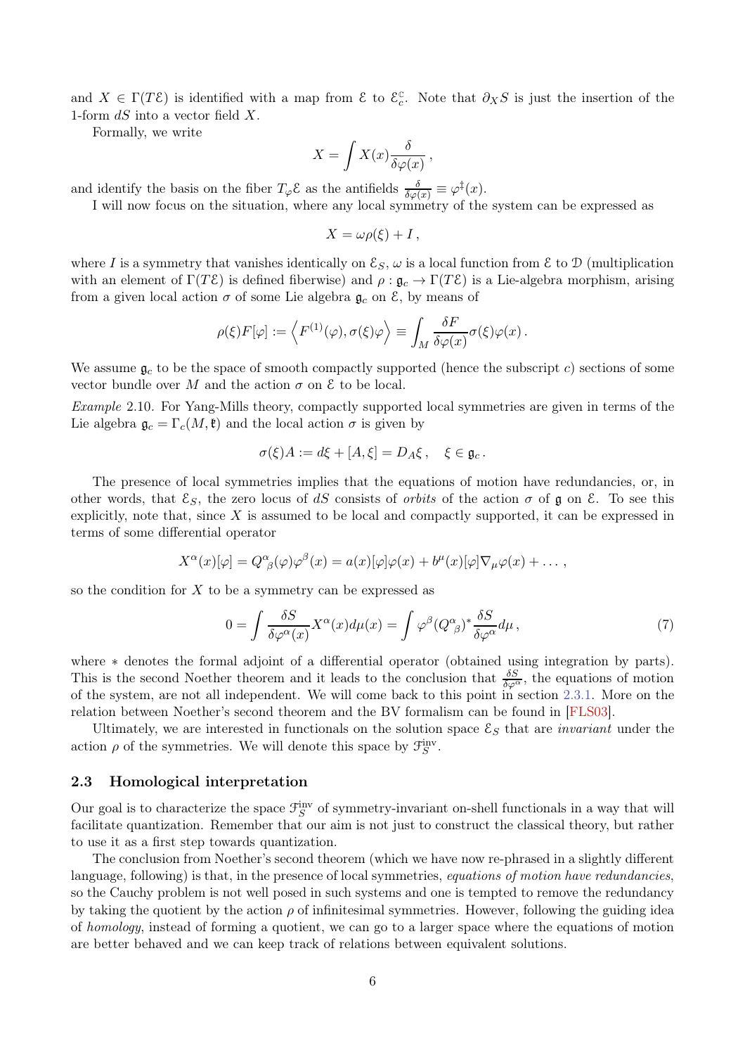and $X \in \Gamma(T\mathcal{E})$ is identified with a map from $\mathcal{E}$ to $\mathcal{E}_c^{\mathbb{C}}$. Note that $\partial_X S$ is just the insertion of the 1-form $dS$ into a vector field $X$.

Formally, we write

$$X = \int X(x) \frac{\delta}{\delta\varphi(x)}\,,$$

and identify the basis on the fiber $T_\varphi\mathcal{E}$ as the antifields $\frac{\delta}{\delta\varphi(x)} \equiv \varphi^\ddagger(x)$.

I will now focus on the situation, where any local symmetry of the system can be expressed as

$$X = \omega\rho(\xi) + I\,,$$

where $I$ is a symmetry that vanishes identically on $\mathcal{E}_S$, $\omega$ is a local function from $\mathcal{E}$ to $\mathcal{D}$ (multiplication with an element of $\Gamma(T\mathcal{E})$ is defined fiberwise) and $\rho : \mathfrak{g}_c \to \Gamma(T\mathcal{E})$ is a Lie-algebra morphism, arising from a given local action $\sigma$ of some Lie algebra $\mathfrak{g}_c$ on $\mathcal{E}$, by means of

$$\rho(\xi)F[\varphi] := \left\langle F^{(1)}(\varphi), \sigma(\xi)\varphi \right\rangle \equiv \int_M \frac{\delta F}{\delta\varphi(x)}\sigma(\xi)\varphi(x)\,.$$

We assume $\mathfrak{g}_c$ to be the space of smooth compactly supported (hence the subscript $c$) sections of some vector bundle over $M$ and the action $\sigma$ on $\mathcal{E}$ to be local.

*Example* 2.10. For Yang-Mills theory, compactly supported local symmetries are given in terms of the Lie algebra $\mathfrak{g}_c = \Gamma_c(M, \mathfrak{k})$ and the local action $\sigma$ is given by

$$\sigma(\xi)A := d\xi + [A, \xi] = D_A\xi\,, \quad \xi \in \mathfrak{g}_c\,.$$

The presence of local symmetries implies that the equations of motion have redundancies, or, in other words, that $\mathcal{E}_S$, the zero locus of $dS$ consists of *orbits* of the action $\sigma$ of $\mathfrak{g}$ on $\mathcal{E}$. To see this explicitly, note that, since $X$ is assumed to be local and compactly supported, it can be expressed in terms of some differential operator

$$X^\alpha(x)[\varphi] = Q^\alpha{}_\beta(\varphi)\varphi^\beta(x) = a(x)[\varphi]\varphi(x) + b^\mu(x)[\varphi]\nabla_\mu\varphi(x) + \dots\,,$$

so the condition for $X$ to be a symmetry can be expressed as

$$0 = \int \frac{\delta S}{\delta\varphi^\alpha(x)} X^\alpha(x) d\mu(x) = \int \varphi^\beta (Q^\alpha{}_\beta)^* \frac{\delta S}{\delta\varphi^\alpha} d\mu\,, \tag{7}$$

where $*$ denotes the formal adjoint of a differential operator (obtained using integration by parts). This is the second Noether theorem and it leads to the conclusion that $\frac{\delta S}{\delta\varphi^\alpha}$, the equations of motion of the system, are not all independent. We will come back to this point in section 2.3.1. More on the relation between Noether's second theorem and the BV formalism can be found in [FLS03].

Ultimately, we are interested in functionals on the solution space $\mathcal{E}_S$ that are *invariant* under the action $\rho$ of the symmetries. We will denote this space by $\mathcal{F}_S^{\text{inv}}$.

### 2.3 Homological interpretation

Our goal is to characterize the space $\mathcal{F}_S^{\text{inv}}$ of symmetry-invariant on-shell functionals in a way that will facilitate quantization. Remember that our aim is not just to construct the classical theory, but rather to use it as a first step towards quantization.

The conclusion from Noether's second theorem (which we have now re-phrased in a slightly different language, following) is that, in the presence of local symmetries, *equations of motion have redundancies*, so the Cauchy problem is not well posed in such systems and one is tempted to remove the redundancy by taking the quotient by the action $\rho$ of infinitesimal symmetries. However, following the guiding idea of *homology*, instead of forming a quotient, we can go to a larger space where the equations of motion are better behaved and we can keep track of relations between equivalent solutions.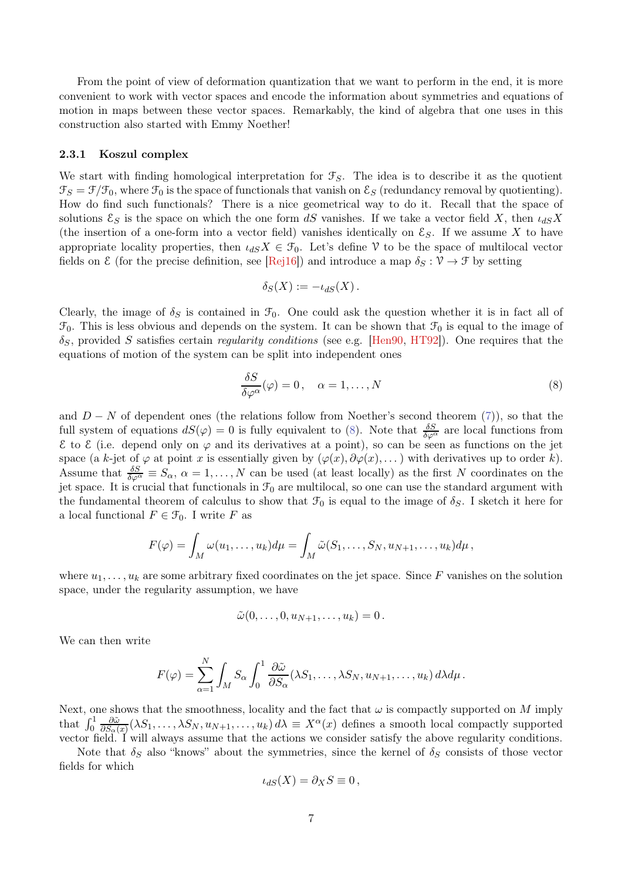From the point of view of deformation quantization that we want to perform in the end, it is more convenient to work with vector spaces and encode the information about symmetries and equations of motion in maps between these vector spaces. Remarkably, the kind of algebra that one uses in this construction also started with Emmy Noether!

### 2.3.1 Koszul complex

We start with finding homological interpretation for $\mathcal{F}_S$. The idea is to describe it as the quotient $\mathcal{F}_S = \mathcal{F}/\mathcal{F}_0$, where $\mathcal{F}_0$ is the space of functionals that vanish on $\mathcal{E}_S$ (redundancy removal by quotienting). How do find such functionals? There is a nice geometrical way to do it. Recall that the space of solutions $\mathcal{E}_S$ is the space on which the one form $dS$ vanishes. If we take a vector field $X$, then $\iota_{dS}X$ (the insertion of a one-form into a vector field) vanishes identically on $\mathcal{E}_S$. If we assume $X$ to have appropriate locality properties, then $\iota_{dS}X \in \mathcal{F}_0$. Let's define $\mathcal{V}$ to be the space of multilocal vector fields on $\mathcal{E}$ (for the precise definition, see [Rej16]) and introduce a map $\delta_S : \mathcal{V} \to \mathcal{F}$ by setting

$$\delta_S(X) := -\iota_{dS}(X)\,.$$

Clearly, the image of $\delta_S$ is contained in $\mathcal{F}_0$. One could ask the question whether it is in fact all of $\mathcal{F}_0$. This is less obvious and depends on the system. It can be shown that $\mathcal{F}_0$ is equal to the image of $\delta_S$, provided $S$ satisfies certain *regularity conditions* (see e.g. [Hen90, HT92]). One requires that the equations of motion of the system can be split into independent ones

$$\frac{\delta S}{\delta \varphi^\alpha}(\varphi) = 0\,, \quad \alpha = 1, \dots, N \tag{8}$$

and $D - N$ of dependent ones (the relations follow from Noether's second theorem (7)), so that the full system of equations $dS(\varphi) = 0$ is fully equivalent to (8). Note that $\frac{\delta S}{\delta \varphi^\alpha}$ are local functions from $\mathcal{E}$ to $\mathcal{E}$ (i.e. depend only on $\varphi$ and its derivatives at a point), so can be seen as functions on the jet space (a $k$-jet of $\varphi$ at point $x$ is essentially given by $(\varphi(x), \partial\varphi(x), \dots)$ with derivatives up to order $k$). Assume that $\frac{\delta S}{\delta \varphi^\alpha} \equiv S_\alpha$, $\alpha = 1, \dots, N$ can be used (at least locally) as the first $N$ coordinates on the jet space. It is crucial that functionals in $\mathcal{F}_0$ are multilocal, so one can use the standard argument with the fundamental theorem of calculus to show that $\mathcal{F}_0$ is equal to the image of $\delta_S$. I sketch it here for a local functional $F \in \mathcal{F}_0$. I write $F$ as

$$F(\varphi) = \int_M \omega(u_1, \dots, u_k) d\mu = \int_M \tilde{\omega}(S_1, \dots, S_N, u_{N+1}, \dots, u_k) d\mu\,,$$

where $u_1, \dots, u_k$ are some arbitrary fixed coordinates on the jet space. Since $F$ vanishes on the solution space, under the regularity assumption, we have

$$\tilde{\omega}(0, \dots, 0, u_{N+1}, \dots, u_k) = 0\,.$$

We can then write

$$F(\varphi) = \sum_{\alpha=1}^{N} \int_M S_\alpha \int_0^1 \frac{\partial \tilde{\omega}}{\partial S_\alpha}(\lambda S_1, \dots, \lambda S_N, u_{N+1}, \dots, u_k)\, d\lambda d\mu\,.$$

Next, one shows that the smoothness, locality and the fact that $\omega$ is compactly supported on $M$ imply that $\int_0^1 \frac{\partial \tilde{\omega}}{\partial S_\alpha(x)}(\lambda S_1, \dots, \lambda S_N, u_{N+1}, \dots, u_k)\, d\lambda \equiv X^\alpha(x)$ defines a smooth local compactly supported vector field. I will always assume that the actions we consider satisfy the above regularity conditions.

Note that $\delta_S$ also "knows" about the symmetries, since the kernel of $\delta_S$ consists of those vector fields for which

$$\iota_{dS}(X) = \partial_X S \equiv 0\,,$$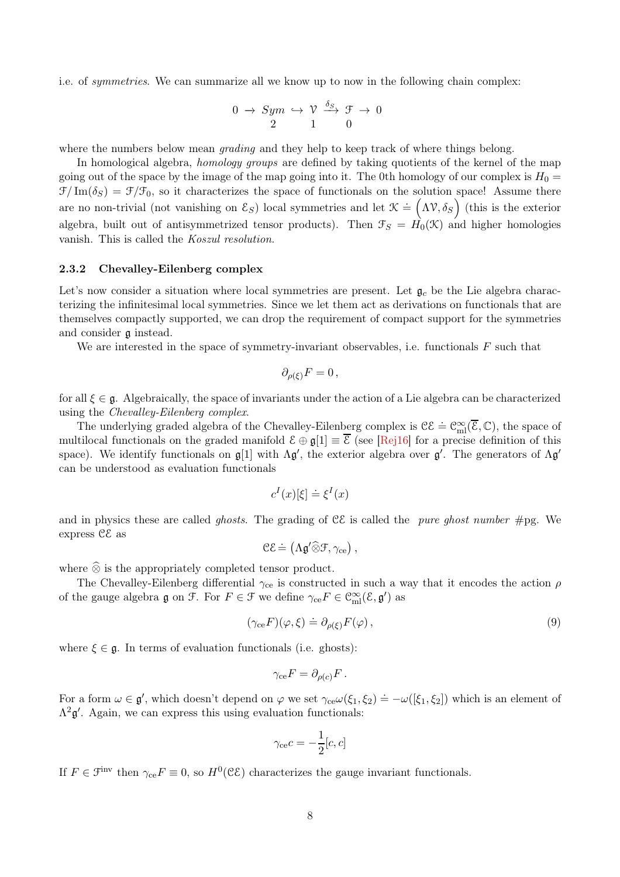i.e. of *symmetries*. We can summarize all we know up to now in the following chain complex:

$$0 \;\to\; \underset{2}{Sym} \;\hookrightarrow\; \underset{1}{\mathcal{V}} \;\xrightarrow{\delta_S}\; \underset{0}{\mathcal{F}} \;\to\; 0$$

where the numbers below mean *grading* and they help to keep track of where things belong.

In homological algebra, *homology groups* are defined by taking quotients of the kernel of the map going out of the space by the image of the map going into it. The 0th homology of our complex is $H_0 = \mathcal{F}/\operatorname{Im}(\delta_S) = \mathcal{F}/\mathcal{F}_0$, so it characterizes the space of functionals on the solution space! Assume there are no non-trivial (not vanishing on $\mathcal{E}_S$) local symmetries and let $\mathcal{K} \doteq \left(\Lambda\mathcal{V}, \delta_S\right)$ (this is the exterior algebra, built out of antisymmetrized tensor products). Then $\mathcal{F}_S = H_0(\mathcal{K})$ and higher homologies vanish. This is called the *Koszul resolution*.

### 2.3.2 Chevalley-Eilenberg complex

Let's now consider a situation where local symmetries are present. Let $\mathfrak{g}_c$ be the Lie algebra characterizing the infinitesimal local symmetries. Since we let them act as derivations on functionals that are themselves compactly supported, we can drop the requirement of compact support for the symmetries and consider $\mathfrak{g}$ instead.

We are interested in the space of symmetry-invariant observables, i.e. functionals $F$ such that

$$\partial_{\rho(\xi)}F = 0\,,$$

for all $\xi \in \mathfrak{g}$. Algebraically, the space of invariants under the action of a Lie algebra can be characterized using the *Chevalley-Eilenberg complex*.

The underlying graded algebra of the Chevalley-Eilenberg complex is $\mathcal{CE} \doteq \mathcal{C}^\infty_{\mathrm{ml}}(\overline{\mathcal{E}}, \mathbb{C})$, the space of multilocal functionals on the graded manifold $\mathcal{E} \oplus \mathfrak{g}[1] \equiv \overline{\mathcal{E}}$ (see [Rej16] for a precise definition of this space). We identify functionals on $\mathfrak{g}[1]$ with $\Lambda\mathfrak{g}'$, the exterior algebra over $\mathfrak{g}'$. The generators of $\Lambda\mathfrak{g}'$ can be understood as evaluation functionals

$$c^I(x)[\xi] \doteq \xi^I(x)$$

and in physics these are called *ghosts*. The grading of $\mathcal{CE}$ is called the *pure ghost number* #pg. We express $\mathcal{CE}$ as

$$\mathcal{CE} \doteq \left(\Lambda\mathfrak{g}'\widehat{\otimes}\mathcal{F}, \gamma_{\mathrm{ce}}\right),$$

where $\widehat{\otimes}$ is the appropriately completed tensor product.

The Chevalley-Eilenberg differential $\gamma_{\mathrm{ce}}$ is constructed in such a way that it encodes the action $\rho$ of the gauge algebra $\mathfrak{g}$ on $\mathcal{F}$. For $F \in \mathcal{F}$ we define $\gamma_{\mathrm{ce}}F \in \mathcal{C}^\infty_{\mathrm{ml}}(\mathcal{E}, \mathfrak{g}')$ as

$$(\gamma_{\mathrm{ce}}F)(\varphi, \xi) \doteq \partial_{\rho(\xi)}F(\varphi)\,, \tag{9}$$

where $\xi \in \mathfrak{g}$. In terms of evaluation functionals (i.e. ghosts):

$$\gamma_{\mathrm{ce}}F = \partial_{\rho(c)}F\,.$$

For a form $\omega \in \mathfrak{g}'$, which doesn't depend on $\varphi$ we set $\gamma_{\mathrm{ce}}\omega(\xi_1, \xi_2) \doteq -\omega([\xi_1, \xi_2])$ which is an element of $\Lambda^2\mathfrak{g}'$. Again, we can express this using evaluation functionals:

$$\gamma_{\mathrm{ce}}c = -\frac{1}{2}[c, c]$$

If $F \in \mathcal{F}^{\mathrm{inv}}$ then $\gamma_{\mathrm{ce}}F \equiv 0$, so $H^0(\mathcal{CE})$ characterizes the gauge invariant functionals.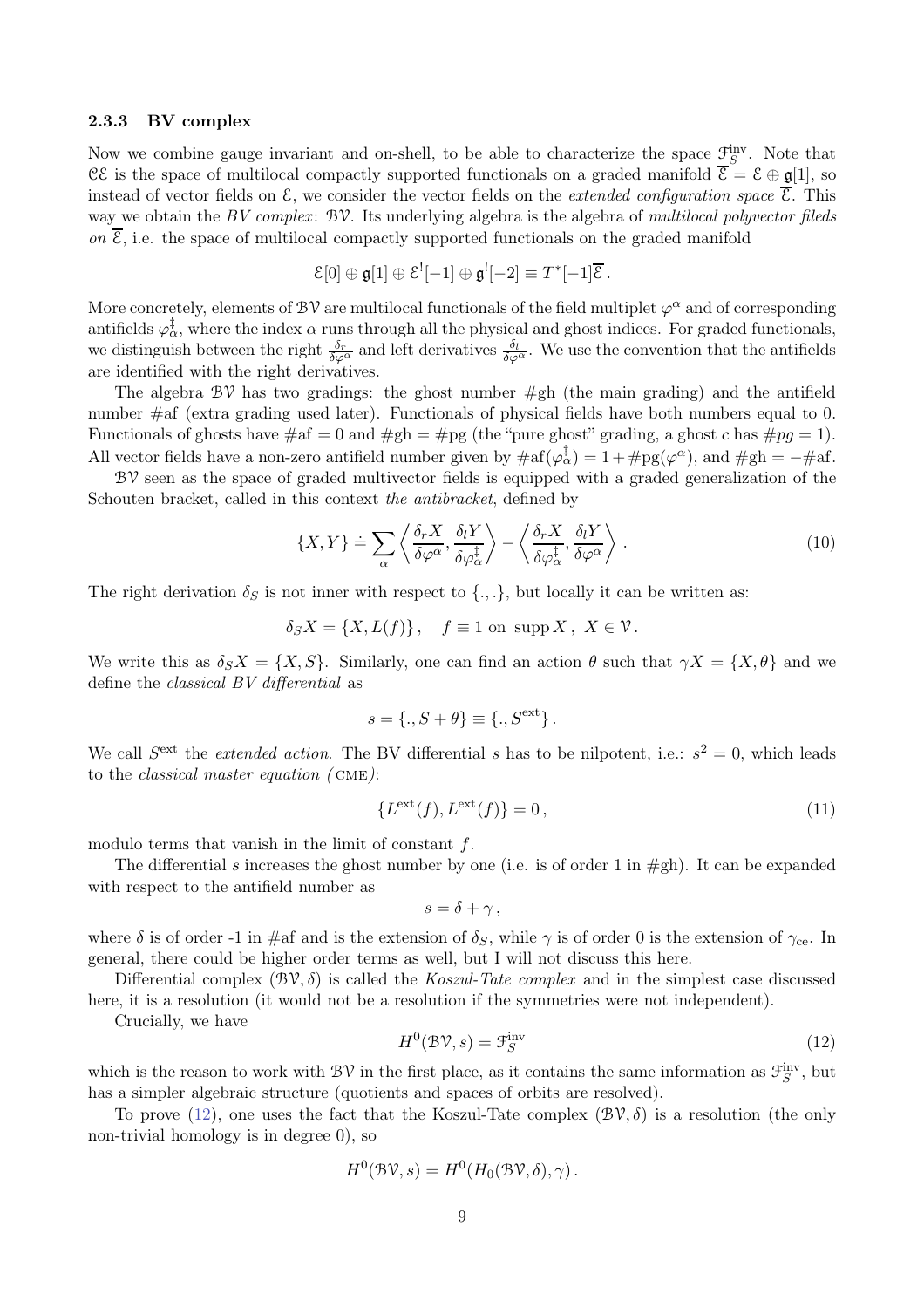### 2.3.3 BV complex

Now we combine gauge invariant and on-shell, to be able to characterize the space $\mathcal{F}_S^{\rm inv}$. Note that $\mathcal{CE}$ is the space of multilocal compactly supported functionals on a graded manifold $\overline{\mathcal{E}} = \mathcal{E} \oplus \mathfrak{g}[1]$, so instead of vector fields on $\mathcal{E}$, we consider the vector fields on the *extended configuration space* $\overline{\mathcal{E}}$. This way we obtain the *BV complex*: $\mathcal{BV}$. Its underlying algebra is the algebra of *multilocal polyvector fileds on* $\overline{\mathcal{E}}$, i.e. the space of multilocal compactly supported functionals on the graded manifold

$$\mathcal{E}[0] \oplus \mathfrak{g}[1] \oplus \mathcal{E}^![-1] \oplus \mathfrak{g}^![-2] \equiv T^*[-1]\overline{\mathcal{E}}\,.$$

More concretely, elements of $\mathcal{BV}$ are multilocal functionals of the field multiplet $\varphi^\alpha$ and of corresponding antifields $\varphi^\ddagger_\alpha$, where the index $\alpha$ runs through all the physical and ghost indices. For graded functionals, we distinguish between the right $\frac{\delta_r}{\delta\varphi^\alpha}$ and left derivatives $\frac{\delta_l}{\delta\varphi^\alpha}$. We use the convention that the antifields are identified with the right derivatives.

The algebra $\mathcal{BV}$ has two gradings: the ghost number #gh (the main grading) and the antifield number #af (extra grading used later). Functionals of physical fields have both numbers equal to 0. Functionals of ghosts have $\#\text{af} = 0$ and $\#\text{gh} = \#\text{pg}$ (the "pure ghost" grading, a ghost $c$ has $\#pg = 1$). All vector fields have a non-zero antifield number given by $\#\text{af}(\varphi^\ddagger_\alpha) = 1 + \#\text{pg}(\varphi^\alpha)$, and $\#\text{gh} = -\#\text{af}$.

$\mathcal{BV}$ seen as the space of graded multivector fields is equipped with a graded generalization of the Schouten bracket, called in this context *the antibracket*, defined by

$$\{X, Y\} \doteq \sum_\alpha \left\langle \frac{\delta_r X}{\delta\varphi^\alpha}, \frac{\delta_l Y}{\delta\varphi^\ddagger_\alpha} \right\rangle - \left\langle \frac{\delta_r X}{\delta\varphi^\ddagger_\alpha}, \frac{\delta_l Y}{\delta\varphi^\alpha} \right\rangle\,. \tag{10}$$

The right derivation $\delta_S$ is not inner with respect to $\{.,.\}$, but locally it can be written as:

$$\delta_S X = \{X, L(f)\}\,, \quad f \equiv 1 \text{ on } \operatorname{supp} X\,,\ X \in \mathcal{V}\,.$$

We write this as $\delta_S X = \{X, S\}$. Similarly, one can find an action $\theta$ such that $\gamma X = \{X, \theta\}$ and we define the *classical BV differential* as

$$s = \{., S + \theta\} \equiv \{., S^{\rm ext}\}\,.$$

We call $S^{\rm ext}$ the *extended action*. The BV differential $s$ has to be nilpotent, i.e.: $s^2 = 0$, which leads to the *classical master equation (*CME*)*:

$$\{L^{\rm ext}(f), L^{\rm ext}(f)\} = 0\,, \tag{11}$$

modulo terms that vanish in the limit of constant $f$.

The differential $s$ increases the ghost number by one (i.e. is of order 1 in #gh). It can be expanded with respect to the antifield number as

$$s = \delta + \gamma\,,$$

where $\delta$ is of order -1 in #af and is the extension of $\delta_S$, while $\gamma$ is of order 0 is the extension of $\gamma_{\rm ce}$. In general, there could be higher order terms as well, but I will not discuss this here.

Differential complex $(\mathcal{BV}, \delta)$ is called the *Koszul-Tate complex* and in the simplest case discussed here, it is a resolution (it would not be a resolution if the symmetries were not independent).

Crucially, we have

$$H^0(\mathcal{BV}, s) = \mathcal{F}_S^{\rm inv} \tag{12}$$

which is the reason to work with $\mathcal{BV}$ in the first place, as it contains the same information as $\mathcal{F}_S^{\rm inv}$, but has a simpler algebraic structure (quotients and spaces of orbits are resolved).

To prove (12), one uses the fact that the Koszul-Tate complex $(\mathcal{BV}, \delta)$ is a resolution (the only non-trivial homology is in degree 0), so

$$H^0(\mathcal{BV}, s) = H^0(H_0(\mathcal{BV}, \delta), \gamma)\,.$$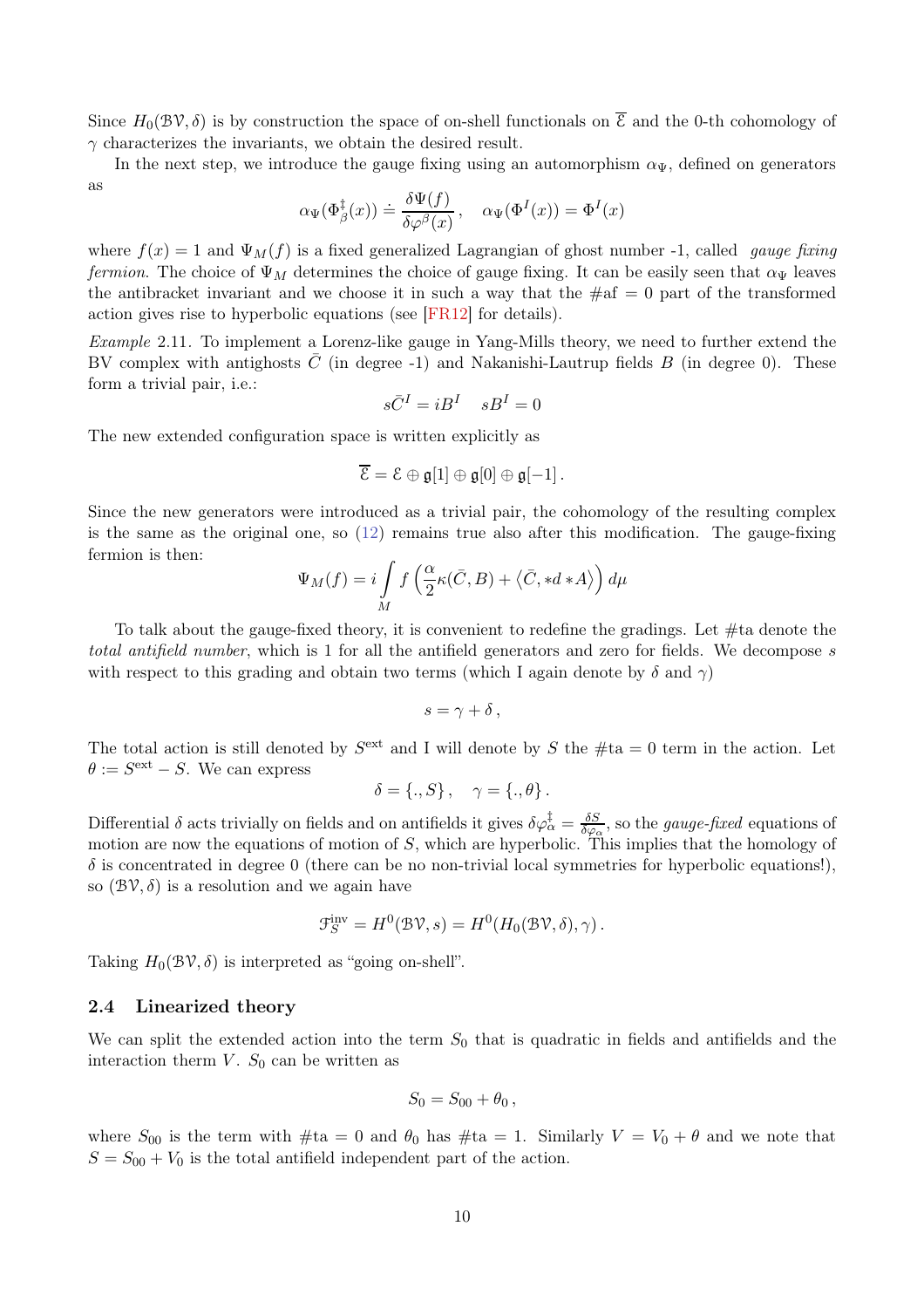Since $H_0(\mathcal{BV}, \delta)$ is by construction the space of on-shell functionals on $\overline{\mathcal{E}}$ and the 0-th cohomology of $\gamma$ characterizes the invariants, we obtain the desired result.

In the next step, we introduce the gauge fixing using an automorphism $\alpha_\Psi$, defined on generators as

$$\alpha_\Psi(\Phi^\ddagger_\beta(x)) \doteq \frac{\delta\Psi(f)}{\delta\varphi^\beta(x)}, \quad \alpha_\Psi(\Phi^I(x)) = \Phi^I(x)$$

where $f(x) = 1$ and $\Psi_M(f)$ is a fixed generalized Lagrangian of ghost number -1, called *gauge fixing fermion*. The choice of $\Psi_M$ determines the choice of gauge fixing. It can be easily seen that $\alpha_\Psi$ leaves the antibracket invariant and we choose it in such a way that the $\#\mathrm{af} = 0$ part of the transformed action gives rise to hyperbolic equations (see [FR12] for details).

*Example* 2.11. To implement a Lorenz-like gauge in Yang-Mills theory, we need to further extend the BV complex with antighosts $\bar{C}$ (in degree -1) and Nakanishi-Lautrup fields $B$ (in degree 0). These form a trivial pair, i.e.:

$$s\bar{C}^I = iB^I \quad sB^I = 0$$

The new extended configuration space is written explicitly as

$$\overline{\mathcal{E}} = \mathcal{E} \oplus \mathfrak{g}[1] \oplus \mathfrak{g}[0] \oplus \mathfrak{g}[-1]\,.$$

Since the new generators were introduced as a trivial pair, the cohomology of the resulting complex is the same as the original one, so (12) remains true also after this modification. The gauge-fixing fermion is then:

$$\Psi_M(f) = i \int_M f\left(\frac{\alpha}{2}\kappa(\bar{C}, B) + \langle \bar{C}, *d*A\rangle\right) d\mu$$

To talk about the gauge-fixed theory, it is convenient to redefine the gradings. Let $\#\mathrm{ta}$ denote the *total antifield number*, which is 1 for all the antifield generators and zero for fields. We decompose $s$ with respect to this grading and obtain two terms (which I again denote by $\delta$ and $\gamma$)

$$s = \gamma + \delta\,,$$

The total action is still denoted by $S^{\mathrm{ext}}$ and I will denote by $S$ the $\#\mathrm{ta} = 0$ term in the action. Let $\theta := S^{\mathrm{ext}} - S$. We can express

$$\delta = \{.,S\}\,, \quad \gamma = \{.,\theta\}\,.$$

Differential $\delta$ acts trivially on fields and on antifields it gives $\delta\varphi^\ddagger_\alpha = \frac{\delta S}{\delta\varphi_\alpha}$, so the *gauge-fixed* equations of motion are now the equations of motion of $S$, which are hyperbolic. This implies that the homology of $\delta$ is concentrated in degree 0 (there can be no non-trivial local symmetries for hyperbolic equations!), so $(\mathcal{BV}, \delta)$ is a resolution and we again have

$$\mathcal{F}^{\mathrm{inv}}_S = H^0(\mathcal{BV}, s) = H^0(H_0(\mathcal{BV}, \delta), \gamma)\,.$$

Taking $H_0(\mathcal{BV}, \delta)$ is interpreted as "going on-shell".

### 2.4 Linearized theory

We can split the extended action into the term $S_0$ that is quadratic in fields and antifields and the interaction therm $V$. $S_0$ can be written as

$$S_0 = S_{00} + \theta_0\,,$$

where $S_{00}$ is the term with $\#\mathrm{ta} = 0$ and $\theta_0$ has $\#\mathrm{ta} = 1$. Similarly $V = V_0 + \theta$ and we note that $S = S_{00} + V_0$ is the total antifield independent part of the action.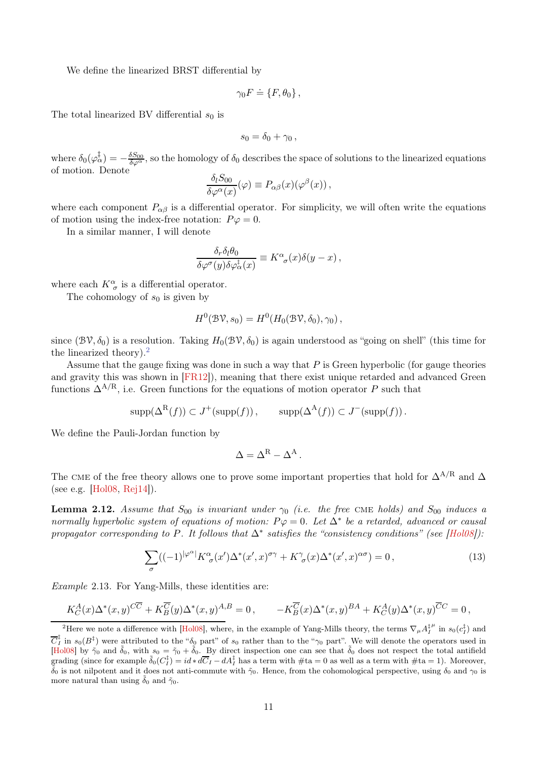We define the linearized BRST differential by

$$\gamma_0 F \doteq \{F, \theta_0\}\,,$$

The total linearized BV differential $s_0$ is

$$s_0 = \delta_0 + \gamma_0\,,$$

where $\delta_0(\varphi^\ddagger_\alpha) = -\frac{\delta S_{00}}{\delta \varphi^\alpha}$, so the homology of $\delta_0$ describes the space of solutions to the linearized equations of motion. Denote

$$\frac{\delta_l S_{00}}{\delta \varphi^\alpha(x)}(\varphi) \equiv P_{\alpha\beta}(x)(\varphi^\beta(x))\,,$$

where each component $P_{\alpha\beta}$ is a differential operator. For simplicity, we will often write the equations of motion using the index-free notation: $P\varphi = 0$.

In a similar manner, I will denote

$$\frac{\delta_r \delta_l \theta_0}{\delta \varphi^\sigma(y) \delta \varphi^\ddagger_\alpha(x)} \equiv K^\alpha{}_\sigma(x)\delta(y-x)\,,$$

where each $K^\alpha_\sigma$ is a differential operator.

The cohomology of $s_0$ is given by

$$H^0(\mathcal{BV}, s_0) = H^0(H_0(\mathcal{BV}, \delta_0), \gamma_0)\,,$$

since $(\mathcal{BV}, \delta_0)$ is a resolution. Taking $H_0(\mathcal{BV}, \delta_0)$ is again understood as "going on shell" (this time for the linearized theory).[2]

Assume that the gauge fixing was done in such a way that $P$ is Green hyperbolic (for gauge theories and gravity this was shown in [FR12]), meaning that there exist unique retarded and advanced Green functions $\Delta^{\mathrm{A/R}}$, i.e. Green functions for the equations of motion operator $P$ such that

$$\mathrm{supp}(\Delta^{\mathrm{R}}(f)) \subset J^+(\mathrm{supp}(f))\,, \qquad \mathrm{supp}(\Delta^{\mathrm{A}}(f)) \subset J^-(\mathrm{supp}(f))\,.$$

We define the Pauli-Jordan function by

$$\Delta = \Delta^{\mathrm{R}} - \Delta^{\mathrm{A}}\,.$$

The CME of the free theory allows one to prove some important properties that hold for $\Delta^{\mathrm{A/R}}$ and $\Delta$ (see e.g. [Hol08, Rej14]).

**Lemma 2.12.** *Assume that $S_{00}$ is invariant under $\gamma_0$ (i.e. the free* CME *holds) and $S_{00}$ induces a normally hyperbolic system of equations of motion: $P\varphi = 0$. Let $\Delta^*$ be a retarded, advanced or causal propagator corresponding to $P$. It follows that $\Delta^*$ satisfies the "consistency conditions" (see [Hol08]):*

$$\sum_\sigma ((-1)^{|\varphi^\alpha|} K^\alpha{}_\sigma(x')\Delta^*(x',x)^{\sigma\gamma} + K^\gamma{}_\sigma(x)\Delta^*(x',x)^{\alpha\sigma}) = 0\,, \tag{13}$$

*Example* 2.13. For Yang-Mills, these identities are:

$$K^A_C(x)\Delta^*(x,y)^{C\overline{C}} + K^{\overline{C}}_B(y)\Delta^*(x,y)^{A,B} = 0\,, \qquad -K^{\overline{C}}_B(x)\Delta^*(x,y)^{BA} + K^A_C(y)\Delta^*(x,y)^{\overline{C}C} = 0\,,$$

---

[2] Here we note a difference with [Hol08], where, in the example of Yang-Mills theory, the terms $\nabla_\mu A_I^{\ddagger\mu}$ in $s_0(c_I^\ddagger)$ and $\overline{C}_I^\ddagger$ in $s_0(B^\ddagger)$ were attributed to the "$\delta_0$ part" of $s_0$ rather than to the "$\gamma_0$ part". We will denote the operators used in [Hol08] by $\tilde{\gamma}_0$ and $\tilde{\delta}_0$, with $s_0 = \tilde{\gamma}_0 + \tilde{\delta}_0$. By direct inspection one can see that $\tilde{\delta}_0$ does not respect the total antifield grading (since for example $\tilde{\delta}_0(C_I^\ddagger) = id * d\overline{C}_I - dA_I^\ddagger$ has a term with $\#\mathrm{ta} = 0$ as well as a term with $\#\mathrm{ta} = 1$). Moreover, $\tilde{\delta}_0$ is not nilpotent and it does not anti-commute with $\tilde{\gamma}_0$. Hence, from the cohomological perspective, using $\delta_0$ and $\gamma_0$ is more natural than using $\tilde{\delta}_0$ and $\tilde{\gamma}_0$.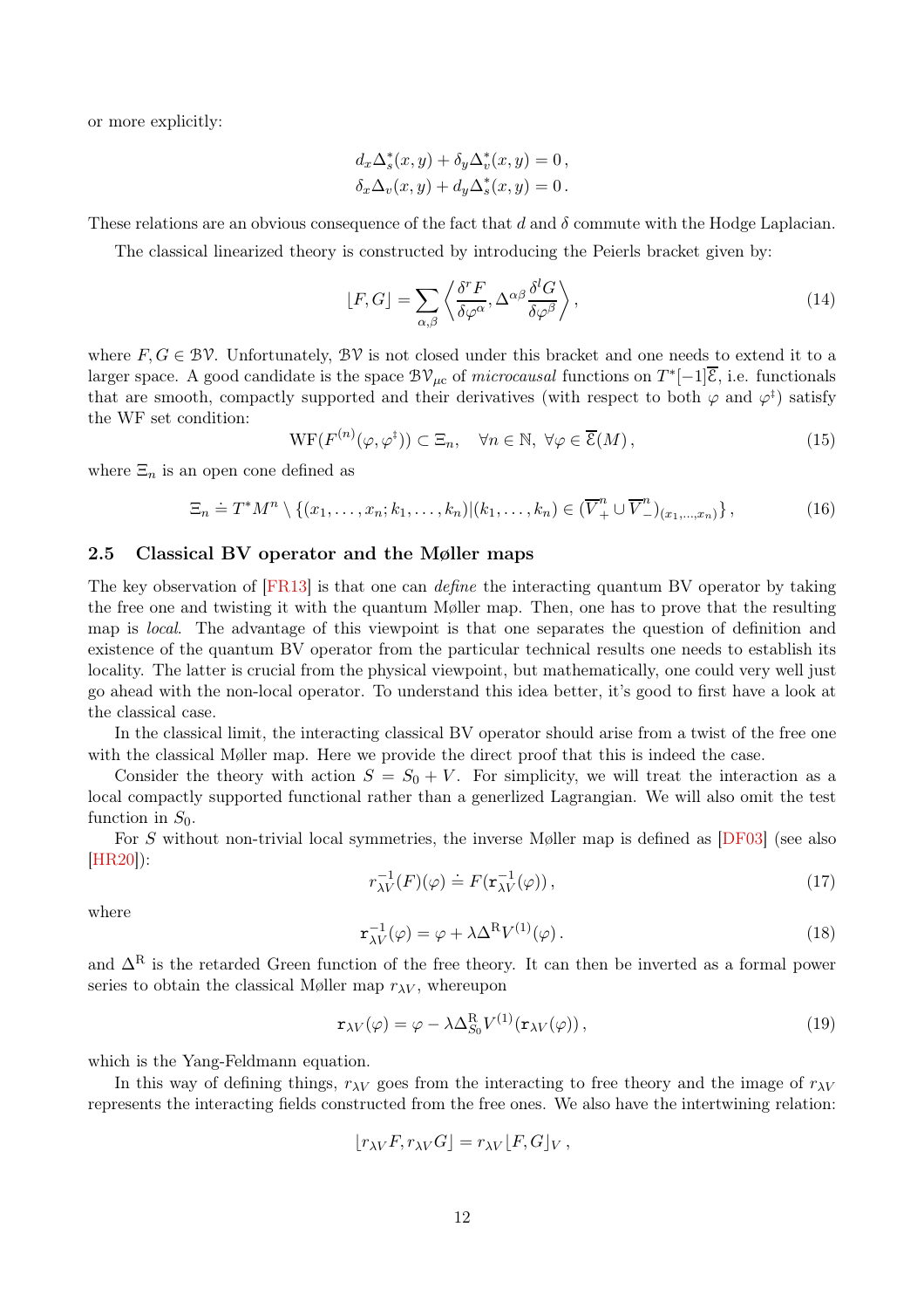or more explicitly:

$$
\begin{aligned}
d_x \Delta_s^*(x,y) + \delta_y \Delta_v^*(x,y) = 0\,,\\
\delta_x \Delta_v(x,y) + d_y \Delta_s^*(x,y) = 0\,.
\end{aligned}
$$

These relations are an obvious consequence of the fact that $d$ and $\delta$ commute with the Hodge Laplacian.

The classical linearized theory is constructed by introducing the Peierls bracket given by:

$$
\lfloor F, G \rfloor = \sum_{\alpha,\beta} \left\langle \frac{\delta^r F}{\delta \varphi^\alpha}, \Delta^{\alpha\beta} \frac{\delta^l G}{\delta \varphi^\beta} \right\rangle, \tag{14}
$$

where $F, G \in \mathcal{BV}$. Unfortunately, $\mathcal{BV}$ is not closed under this bracket and one needs to extend it to a larger space. A good candidate is the space $\mathcal{BV}_{\mu c}$ of *microcausal* functions on $T^*[-1]\overline{\mathcal{E}}$, i.e. functionals that are smooth, compactly supported and their derivatives (with respect to both $\varphi$ and $\varphi^\ddagger$) satisfy the WF set condition:

$$
\mathrm{WF}(F^{(n)}(\varphi, \varphi^\ddagger)) \subset \Xi_n, \quad \forall n \in \mathbb{N},\ \forall \varphi \in \overline{\mathcal{E}}(M)\,, \tag{15}
$$

where $\Xi_n$ is an open cone defined as

$$
\Xi_n \doteq T^*M^n \setminus \{(x_1, \dots, x_n; k_1, \dots, k_n) | (k_1, \dots, k_n) \in (\overline{V}_+^n \cup \overline{V}_-^n)_{(x_1,\dots,x_n)}\}\,, \tag{16}
$$

### 2.5 Classical BV operator and the Møller maps

The key observation of [FR13] is that one can *define* the interacting quantum BV operator by taking the free one and twisting it with the quantum Møller map. Then, one has to prove that the resulting map is *local*. The advantage of this viewpoint is that one separates the question of definition and existence of the quantum BV operator from the particular technical results one needs to establish its locality. The latter is crucial from the physical viewpoint, but mathematically, one could very well just go ahead with the non-local operator. To understand this idea better, it's good to first have a look at the classical case.

In the classical limit, the interacting classical BV operator should arise from a twist of the free one with the classical Møller map. Here we provide the direct proof that this is indeed the case.

Consider the theory with action $S = S_0 + V$. For simplicity, we will treat the interaction as a local compactly supported functional rather than a generlized Lagrangian. We will also omit the test function in $S_0$.

For $S$ without non-trivial local symmetries, the inverse Møller map is defined as [DF03] (see also [HR20]):

$$
r_{\lambda V}^{-1}(F)(\varphi) \doteq F(\mathtt{r}_{\lambda V}^{-1}(\varphi))\,, \tag{17}
$$

where

$$
\mathtt{r}_{\lambda V}^{-1}(\varphi) = \varphi + \lambda \Delta^{\mathrm{R}} V^{(1)}(\varphi)\,. \tag{18}
$$

and $\Delta^{\mathrm{R}}$ is the retarded Green function of the free theory. It can then be inverted as a formal power series to obtain the classical Møller map $r_{\lambda V}$, whereupon

$$
\mathtt{r}_{\lambda V}(\varphi) = \varphi - \lambda \Delta_{S_0}^{\mathrm{R}} V^{(1)}(\mathtt{r}_{\lambda V}(\varphi))\,, \tag{19}
$$

which is the Yang-Feldmann equation.

In this way of defining things, $r_{\lambda V}$ goes from the interacting to free theory and the image of $r_{\lambda V}$ represents the interacting fields constructed from the free ones. We also have the intertwining relation:

$$
\lfloor r_{\lambda V} F, r_{\lambda V} G \rfloor = r_{\lambda V} \lfloor F, G \rfloor_V\,,
$$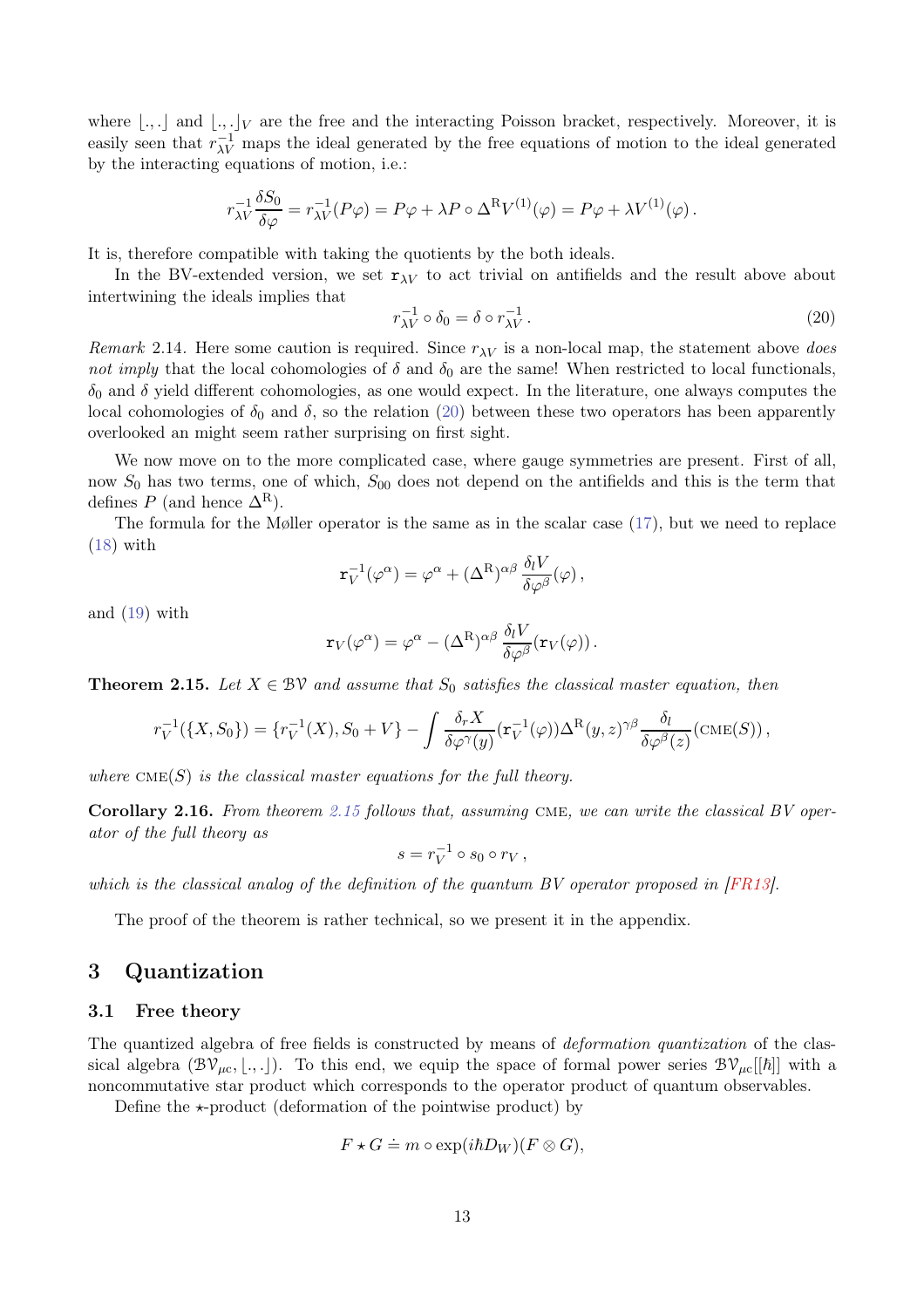where $\lfloor.,.\rfloor$ and $\lfloor.,.\rfloor_V$ are the free and the interacting Poisson bracket, respectively. Moreover, it is easily seen that $r_{\lambda V}^{-1}$ maps the ideal generated by the free equations of motion to the ideal generated by the interacting equations of motion, i.e.:

$$r_{\lambda V}^{-1}\frac{\delta S_0}{\delta\varphi} = r_{\lambda V}^{-1}(P\varphi) = P\varphi + \lambda P\circ\Delta^{\mathrm{R}}V^{(1)}(\varphi) = P\varphi + \lambda V^{(1)}(\varphi)\,.$$

It is, therefore compatible with taking the quotients by the both ideals.

In the BV-extended version, we set $\mathtt{r}_{\lambda V}$ to act trivial on antifields and the result above about intertwining the ideals implies that

$$r_{\lambda V}^{-1}\circ\delta_0 = \delta\circ r_{\lambda V}^{-1}\,. \tag{20}$$

*Remark* 2.14. Here some caution is required. Since $r_{\lambda V}$ is a non-local map, the statement above *does not imply* that the local cohomologies of $\delta$ and $\delta_0$ are the same! When restricted to local functionals, $\delta_0$ and $\delta$ yield different cohomologies, as one would expect. In the literature, one always computes the local cohomologies of $\delta_0$ and $\delta$, so the relation (20) between these two operators has been apparently overlooked an might seem rather surprising on first sight.

We now move on to the more complicated case, where gauge symmetries are present. First of all, now $S_0$ has two terms, one of which, $S_{00}$ does not depend on the antifields and this is the term that defines $P$ (and hence $\Delta^{\mathrm{R}}$).

The formula for the Møller operator is the same as in the scalar case (17), but we need to replace (18) with

$$\mathtt{r}_V^{-1}(\varphi^\alpha) = \varphi^\alpha + (\Delta^{\mathrm{R}})^{\alpha\beta}\,\frac{\delta_l V}{\delta\varphi^\beta}(\varphi)\,,$$

and (19) with

$$\mathtt{r}_V(\varphi^\alpha) = \varphi^\alpha - (\Delta^{\mathrm{R}})^{\alpha\beta}\,\frac{\delta_l V}{\delta\varphi^\beta}(\mathtt{r}_V(\varphi))\,.$$

**Theorem 2.15.** *Let $X\in\mathcal{BV}$ and assume that $S_0$ satisfies the classical master equation, then*

$$r_V^{-1}(\{X,S_0\}) = \{r_V^{-1}(X), S_0+V\} - \int \frac{\delta_r X}{\delta\varphi^\gamma(y)}(\mathtt{r}_V^{-1}(\varphi))\Delta^{\mathrm{R}}(y,z)^{\gamma\beta}\frac{\delta_l}{\delta\varphi^\beta(z)}(\mathrm{CME}(S))\,,$$

*where $\mathrm{CME}(S)$ is the classical master equations for the full theory.*

**Corollary 2.16.** *From theorem 2.15 follows that, assuming CME, we can write the classical BV operator of the full theory as*

$$s = r_V^{-1}\circ s_0\circ r_V\,,$$

*which is the classical analog of the definition of the quantum BV operator proposed in [FR13].*

The proof of the theorem is rather technical, so we present it in the appendix.

## 3 Quantization

### 3.1 Free theory

The quantized algebra of free fields is constructed by means of *deformation quantization* of the classical algebra $(\mathcal{BV}_{\mu c},\lfloor.,.\rfloor)$. To this end, we equip the space of formal power series $\mathcal{BV}_{\mu c}[[\hbar]]$ with a noncommutative star product which corresponds to the operator product of quantum observables.

Define the $\star$-product (deformation of the pointwise product) by

$$F\star G \doteq m\circ\exp(i\hbar D_W)(F\otimes G),$$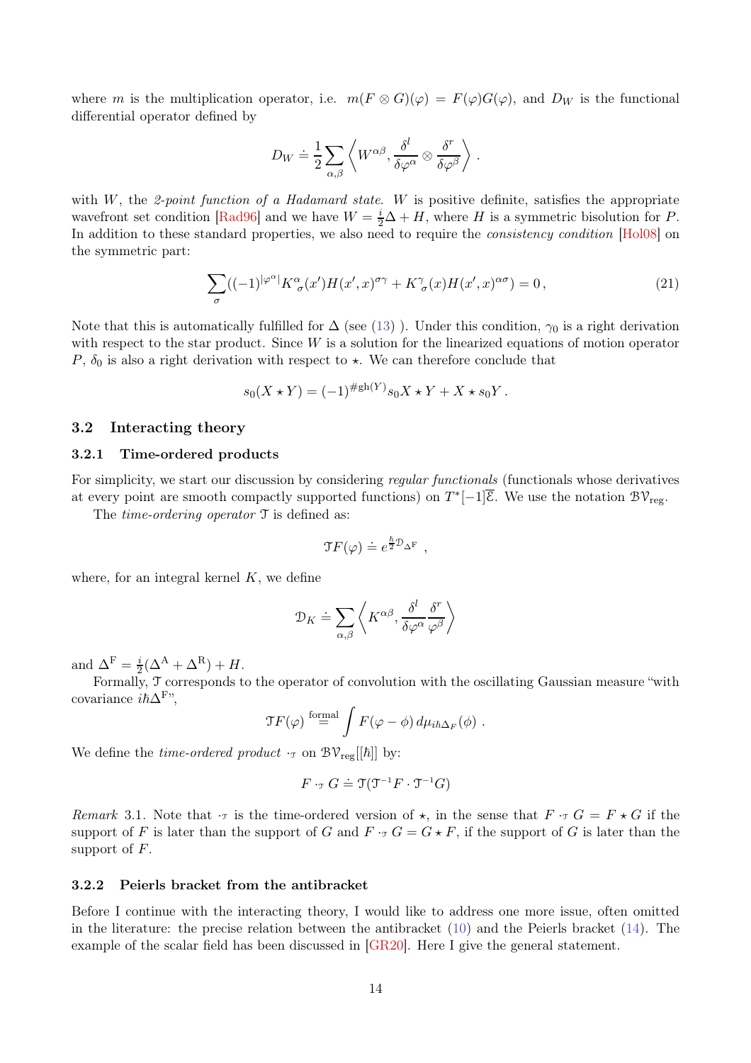where $m$ is the multiplication operator, i.e. $m(F \otimes G)(\varphi) = F(\varphi)G(\varphi)$, and $D_W$ is the functional differential operator defined by

$$D_W \doteq \frac{1}{2}\sum_{\alpha,\beta} \left\langle W^{\alpha\beta}, \frac{\delta^l}{\delta\varphi^\alpha} \otimes \frac{\delta^r}{\delta\varphi^\beta} \right\rangle .$$

with $W$, the *2-point function of a Hadamard state*. $W$ is positive definite, satisfies the appropriate wavefront set condition [Rad96] and we have $W = \frac{i}{2}\Delta + H$, where $H$ is a symmetric bisolution for $P$. In addition to these standard properties, we also need to require the *consistency condition* [Hol08] on the symmetric part:

$$\sum_\sigma ((-1)^{|\varphi^\alpha|} K^\alpha_{\ \sigma}(x') H(x', x)^{\sigma\gamma} + K^\gamma_{\ \sigma}(x) H(x', x)^{\alpha\sigma}) = 0\,, \tag{21}$$

Note that this is automatically fulfilled for $\Delta$ (see (13) ). Under this condition, $\gamma_0$ is a right derivation with respect to the star product. Since $W$ is a solution for the linearized equations of motion operator $P$, $\delta_0$ is also a right derivation with respect to $\star$. We can therefore conclude that

$$s_0(X \star Y) = (-1)^{\#\mathrm{gh}(Y)} s_0 X \star Y + X \star s_0 Y\,.$$

## 3.2 Interacting theory

### 3.2.1 Time-ordered products

For simplicity, we start our discussion by considering *regular functionals* (functionals whose derivatives at every point are smooth compactly supported functions) on $T^*[-1]\overline{\mathcal{E}}$. We use the notation $\mathcal{BV}_{\mathrm{reg}}$.

The *time-ordering operator* $\mathcal{T}$ is defined as:

$$\mathcal{T}F(\varphi) \doteq e^{\frac{\hbar}{2}\mathcal{D}_{\Delta^{\mathrm{F}}}}\ ,$$

where, for an integral kernel $K$, we define

$$\mathcal{D}_K \doteq \sum_{\alpha,\beta} \left\langle K^{\alpha\beta}, \frac{\delta^l}{\delta\varphi^\alpha}\frac{\delta^r}{\varphi^\beta} \right\rangle$$

and $\Delta^{\mathrm{F}} = \frac{i}{2}(\Delta^{\mathrm{A}} + \Delta^{\mathrm{R}}) + H$.

Formally, $\mathcal{T}$ corresponds to the operator of convolution with the oscillating Gaussian measure "with covariance $i\hbar\Delta^{\mathrm{F}}$",

$$\mathcal{T}F(\varphi) \overset{\text{formal}}{=} \int F(\varphi - \phi)\, d\mu_{i\hbar\Delta_F}(\phi)\ .$$

We define the *time-ordered product* $\cdot_{\mathcal{T}}$ on $\mathcal{BV}_{\mathrm{reg}}[[\hbar]]$ by:

$$F \cdot_{\mathcal{T}} G \doteq \mathcal{T}(\mathcal{T}^{-1}F \cdot \mathcal{T}^{-1}G)$$

*Remark* 3.1. Note that $\cdot_{\mathcal{T}}$ is the time-ordered version of $\star$, in the sense that $F \cdot_{\mathcal{T}} G = F \star G$ if the support of $F$ is later than the support of $G$ and $F \cdot_{\mathcal{T}} G = G \star F$, if the support of $G$ is later than the support of $F$.

### 3.2.2 Peierls bracket from the antibracket

Before I continue with the interacting theory, I would like to address one more issue, often omitted in the literature: the precise relation between the antibracket (10) and the Peierls bracket (14). The example of the scalar field has been discussed in [GR20]. Here I give the general statement.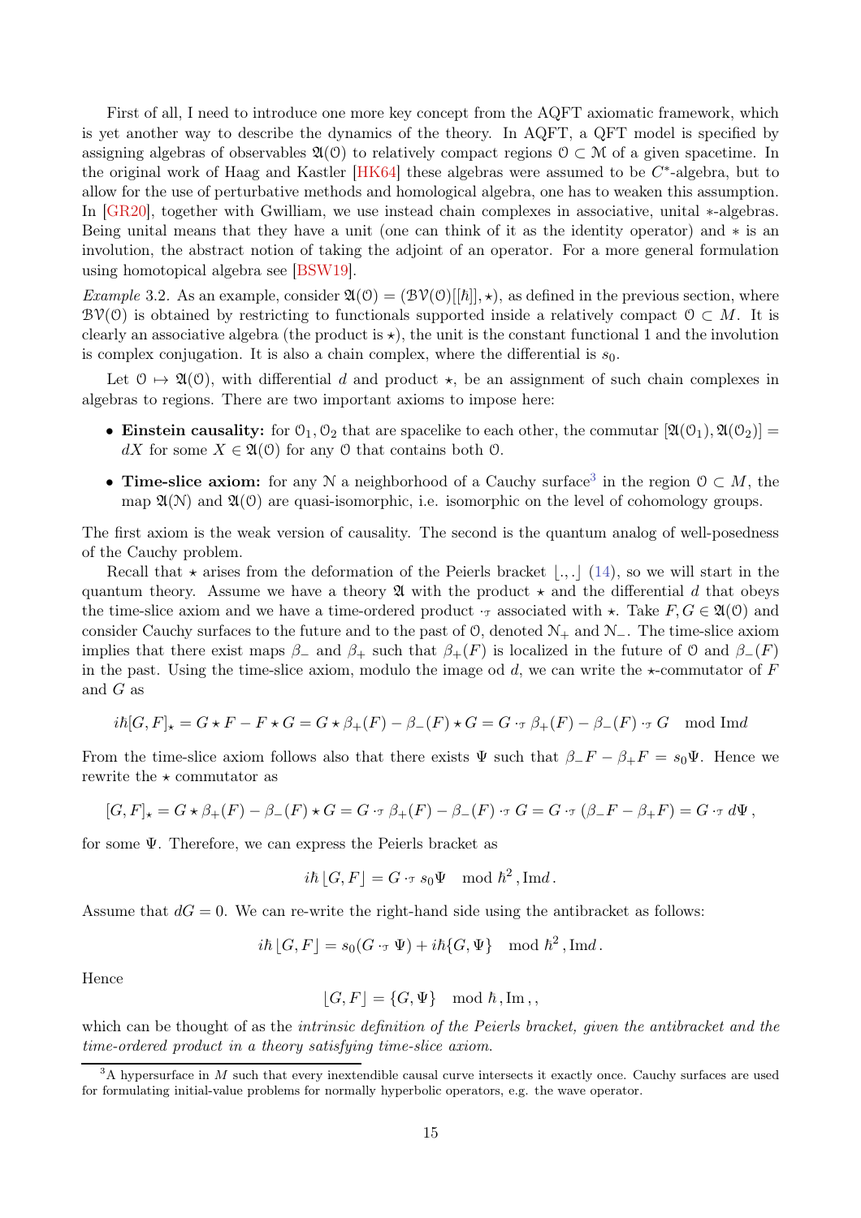First of all, I need to introduce one more key concept from the AQFT axiomatic framework, which is yet another way to describe the dynamics of the theory. In AQFT, a QFT model is specified by assigning algebras of observables $\mathfrak{A}(\mathcal{O})$ to relatively compact regions $\mathcal{O} \subset \mathcal{M}$ of a given spacetime. In the original work of Haag and Kastler [HK64] these algebras were assumed to be $C^*$-algebra, but to allow for the use of perturbative methods and homological algebra, one has to weaken this assumption. In [GR20], together with Gwilliam, we use instead chain complexes in associative, unital $*$-algebras. Being unital means that they have a unit (one can think of it as the identity operator) and $*$ is an involution, the abstract notion of taking the adjoint of an operator. For a more general formulation using homotopical algebra see [BSW19].

*Example* 3.2. As an example, consider $\mathfrak{A}(\mathcal{O}) = (\mathcal{BV}(\mathcal{O})[[\hbar]], \star)$, as defined in the previous section, where $\mathcal{BV}(\mathcal{O})$ is obtained by restricting to functionals supported inside a relatively compact $\mathcal{O} \subset M$. It is clearly an associative algebra (the product is $\star$), the unit is the constant functional 1 and the involution is complex conjugation. It is also a chain complex, where the differential is $s_0$.

Let $\mathcal{O} \mapsto \mathfrak{A}(\mathcal{O})$, with differential $d$ and product $\star$, be an assignment of such chain complexes in algebras to regions. There are two important axioms to impose here:

- **Einstein causality:** for $\mathcal{O}_1, \mathcal{O}_2$ that are spacelike to each other, the commutar $[\mathfrak{A}(\mathcal{O}_1), \mathfrak{A}(\mathcal{O}_2)] = dX$ for some $X \in \mathfrak{A}(\mathcal{O})$ for any $\mathcal{O}$ that contains both $\mathcal{O}$.
- **Time-slice axiom:** for any $\mathcal{N}$ a neighborhood of a Cauchy surface[3] in the region $\mathcal{O} \subset M$, the map $\mathfrak{A}(\mathcal{N})$ and $\mathfrak{A}(\mathcal{O})$ are quasi-isomorphic, i.e. isomorphic on the level of cohomology groups.

The first axiom is the weak version of causality. The second is the quantum analog of well-posedness of the Cauchy problem.

Recall that $\star$ arises from the deformation of the Peierls bracket $\lfloor .,. \rfloor$ (14), so we will start in the quantum theory. Assume we have a theory $\mathfrak{A}$ with the product $\star$ and the differential $d$ that obeys the time-slice axiom and we have a time-ordered product $\cdot_{\mathcal{T}}$ associated with $\star$. Take $F, G \in \mathfrak{A}(\mathcal{O})$ and consider Cauchy surfaces to the future and to the past of $\mathcal{O}$, denoted $\mathcal{N}_+$ and $\mathcal{N}_-$. The time-slice axiom implies that there exist maps $\beta_-$ and $\beta_+$ such that $\beta_+(F)$ is localized in the future of $\mathcal{O}$ and $\beta_-(F)$ in the past. Using the time-slice axiom, modulo the image od $d$, we can write the $\star$-commutator of $F$ and $G$ as

$$i\hbar[G, F]_\star = G \star F - F \star G = G \star \beta_+(F) - \beta_-(F) \star G = G \cdot_{\mathcal{T}} \beta_+(F) - \beta_-(F) \cdot_{\mathcal{T}} G \mod \mathrm{Im} d$$

From the time-slice axiom follows also that there exists $\Psi$ such that $\beta_- F - \beta_+ F = s_0 \Psi$. Hence we rewrite the $\star$ commutator as

$$[G, F]_\star = G \star \beta_+(F) - \beta_-(F) \star G = G \cdot_{\mathcal{T}} \beta_+(F) - \beta_-(F) \cdot_{\mathcal{T}} G = G \cdot_{\mathcal{T}} (\beta_- F - \beta_+ F) = G \cdot_{\mathcal{T}} d\Psi \,,$$

for some $\Psi$. Therefore, we can express the Peierls bracket as

$$i\hbar \lfloor G, F \rfloor = G \cdot_{\mathcal{T}} s_0 \Psi \mod \hbar^2 \,, \mathrm{Im} d \,.$$

Assume that $dG = 0$. We can re-write the right-hand side using the antibracket as follows:

$$i\hbar \lfloor G, F \rfloor = s_0(G \cdot_{\mathcal{T}} \Psi) + i\hbar \{G, \Psi\} \mod \hbar^2 \,, \mathrm{Im} d \,.$$

Hence

$$\lfloor G, F \rfloor = \{G, \Psi\} \mod \hbar \,, \mathrm{Im} \,,$$

which can be thought of as the *intrinsic definition of the Peierls bracket, given the antibracket and the time-ordered product in a theory satisfying time-slice axiom.*

[3] A hypersurface in $M$ such that every inextendible causal curve intersects it exactly once. Cauchy surfaces are used for formulating initial-value problems for normally hyperbolic operators, e.g. the wave operator.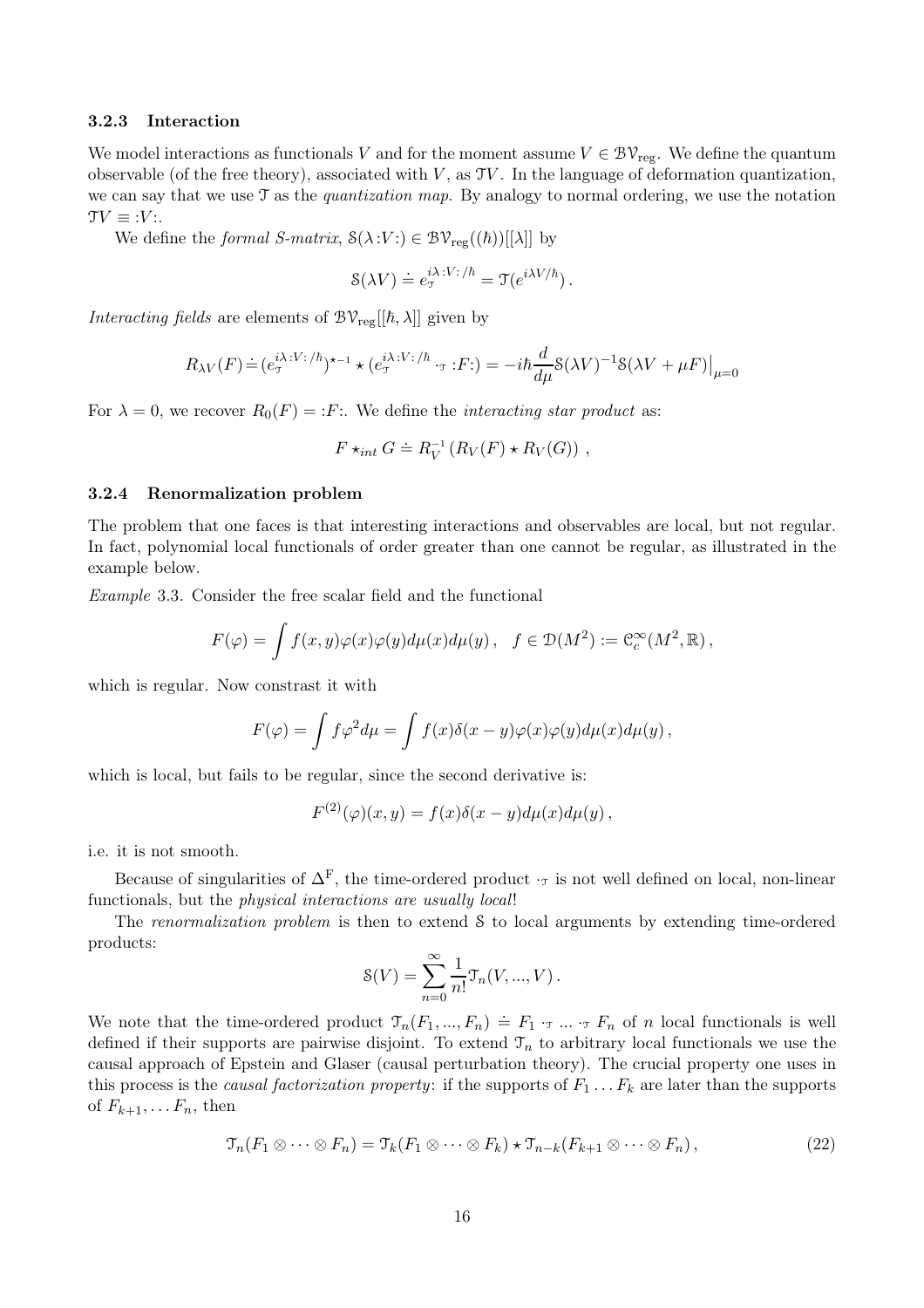### 3.2.3 Interaction

We model interactions as functionals $V$ and for the moment assume $V \in \mathcal{BV}_{\mathrm{reg}}$. We define the quantum observable (of the free theory), associated with $V$, as $\mathcal{T}V$. In the language of deformation quantization, we can say that we use $\mathcal{T}$ as the *quantization map*. By analogy to normal ordering, we use the notation $\mathcal{T}V \equiv {:}V{:}$.

We define the *formal S-matrix*, $\mathcal{S}(\lambda {:}V{:}) \in \mathcal{BV}_{\mathrm{reg}}((\hbar))[[\lambda]]$ by

$$\mathcal{S}(\lambda V) \doteq e_{\mathcal{T}}^{i\lambda {:}V{:}/\hbar} = \mathcal{T}(e^{i\lambda V/\hbar}) \,.$$

*Interacting fields* are elements of $\mathcal{BV}_{\mathrm{reg}}[[\hbar, \lambda]]$ given by

$$R_{\lambda V}(F) \doteq (e_{\mathcal{T}}^{i\lambda {:}V{:}/\hbar})^{\star -1} \star (e_{\mathcal{T}}^{i\lambda {:}V{:}/\hbar} \cdot_{\mathcal{T}} {:}F{:}) = -i\hbar \frac{d}{d\mu} \mathcal{S}(\lambda V)^{-1} \mathcal{S}(\lambda V + \mu F)\big|_{\mu=0}$$

For $\lambda = 0$, we recover $R_0(F) = {:}F{:}$. We define the *interacting star product* as:

$$F \star_{int} G \doteq R_V^{-1} \left( R_V(F) \star R_V(G) \right) \,,$$

### 3.2.4 Renormalization problem

The problem that one faces is that interesting interactions and observables are local, but not regular. In fact, polynomial local functionals of order greater than one cannot be regular, as illustrated in the example below.

*Example* 3.3. Consider the free scalar field and the functional

$$F(\varphi) = \int f(x,y) \varphi(x) \varphi(y) d\mu(x) d\mu(y) \,, \quad f \in \mathcal{D}(M^2) := \mathcal{C}_c^\infty(M^2, \mathbb{R}) \,,$$

which is regular. Now constrast it with

$$F(\varphi) = \int f \varphi^2 d\mu = \int f(x) \delta(x-y) \varphi(x) \varphi(y) d\mu(x) d\mu(y) \,,$$

which is local, but fails to be regular, since the second derivative is:

$$F^{(2)}(\varphi)(x,y) = f(x) \delta(x-y) d\mu(x) d\mu(y) \,,$$

i.e. it is not smooth.

Because of singularities of $\Delta^{\mathrm{F}}$, the time-ordered product $\cdot_{\mathcal{T}}$ is not well defined on local, non-linear functionals, but the *physical interactions are usually local*!

The *renormalization problem* is then to extend $\mathcal{S}$ to local arguments by extending time-ordered products:

$$\mathcal{S}(V) = \sum_{n=0}^{\infty} \frac{1}{n!} \mathcal{T}_n(V, ..., V) \,.$$

We note that the time-ordered product $\mathcal{T}_n(F_1, ..., F_n) \doteq F_1 \cdot_{\mathcal{T}} ... \cdot_{\mathcal{T}} F_n$ of $n$ local functionals is well defined if their supports are pairwise disjoint. To extend $\mathcal{T}_n$ to arbitrary local functionals we use the causal approach of Epstein and Glaser (causal perturbation theory). The crucial property one uses in this process is the *causal factorization property*: if the supports of $F_1 \dots F_k$ are later than the supports of $F_{k+1}, \dots F_n$, then

$$\mathcal{T}_n(F_1 \otimes \cdots \otimes F_n) = \mathcal{T}_k(F_1 \otimes \cdots \otimes F_k) \star \mathcal{T}_{n-k}(F_{k+1} \otimes \cdots \otimes F_n) \,, \tag{22}$$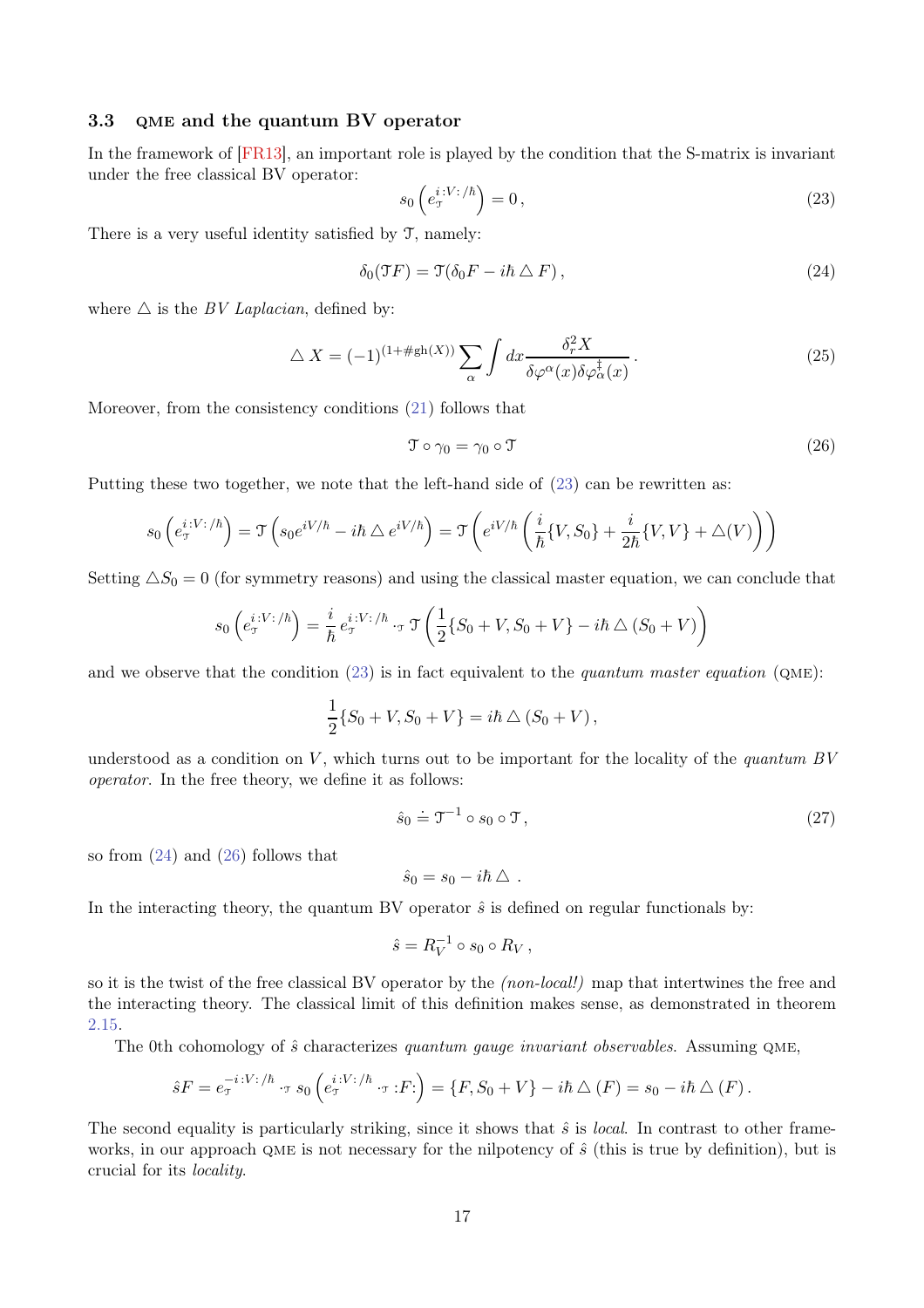### 3.3 QME and the quantum BV operator

In the framework of [FR13], an important role is played by the condition that the S-matrix is invariant under the free classical BV operator:

$$s_0\left(e_{\mathcal{T}}^{i:V:/\hbar}\right) = 0\,, \tag{23}$$

There is a very useful identity satisfied by $\mathcal{T}$, namely:

$$\delta_0(\mathcal{T}F) = \mathcal{T}(\delta_0 F - i\hbar \triangle F)\,, \tag{24}$$

where $\triangle$ is the *BV Laplacian*, defined by:

$$\triangle X = (-1)^{(1+\#\mathrm{gh}(X))} \sum_\alpha \int dx \frac{\delta_r^2 X}{\delta\varphi^\alpha(x)\delta\varphi^\ddagger_\alpha(x)}\,. \tag{25}$$

Moreover, from the consistency conditions (21) follows that

$$\mathcal{T}\circ\gamma_0 = \gamma_0\circ\mathcal{T} \tag{26}$$

Putting these two together, we note that the left-hand side of (23) can be rewritten as:

$$s_0\left(e_{\mathcal{T}}^{i:V:/\hbar}\right) = \mathcal{T}\left(s_0 e^{iV/\hbar} - i\hbar\triangle e^{iV/\hbar}\right) = \mathcal{T}\left(e^{iV/\hbar}\left(\frac{i}{\hbar}\{V,S_0\} + \frac{i}{2\hbar}\{V,V\} + \triangle(V)\right)\right)$$

Setting $\triangle S_0 = 0$ (for symmetry reasons) and using the classical master equation, we can conclude that

$$s_0\left(e_{\mathcal{T}}^{i:V:/\hbar}\right) = \frac{i}{\hbar}\, e_{\mathcal{T}}^{i:V:/\hbar} \cdot_{\mathcal{T}} \mathcal{T}\left(\frac{1}{2}\{S_0+V, S_0+V\} - i\hbar\triangle(S_0+V)\right)$$

and we observe that the condition (23) is in fact equivalent to the *quantum master equation* (QME):

$$\frac{1}{2}\{S_0+V, S_0+V\} = i\hbar\triangle(S_0+V)\,,$$

understood as a condition on $V$, which turns out to be important for the locality of the *quantum BV operator*. In the free theory, we define it as follows:

$$\hat{s}_0 \doteq \mathcal{T}^{-1}\circ s_0\circ\mathcal{T}\,, \tag{27}$$

so from (24) and (26) follows that

$$\hat{s}_0 = s_0 - i\hbar\triangle\;.$$

In the interacting theory, the quantum BV operator $\hat{s}$ is defined on regular functionals by:

$$\hat{s} = R_V^{-1}\circ s_0\circ R_V\,,$$

so it is the twist of the free classical BV operator by the *(non-local!)* map that intertwines the free and the interacting theory. The classical limit of this definition makes sense, as demonstrated in theorem 2.15.

The 0th cohomology of $\hat{s}$ characterizes *quantum gauge invariant observables*. Assuming QME,

$$\hat{s}F = e_{\mathcal{T}}^{-i:V:/\hbar}\cdot_{\mathcal{T}} s_0\left(e_{\mathcal{T}}^{i:V:/\hbar}\cdot_{\mathcal{T}} :F:\right) = \{F, S_0+V\} - i\hbar\triangle(F) = s_0 - i\hbar\triangle(F)\,.$$

The second equality is particularly striking, since it shows that $\hat{s}$ is *local*. In contrast to other frameworks, in our approach QME is not necessary for the nilpotency of $\hat{s}$ (this is true by definition), but is crucial for its *locality*.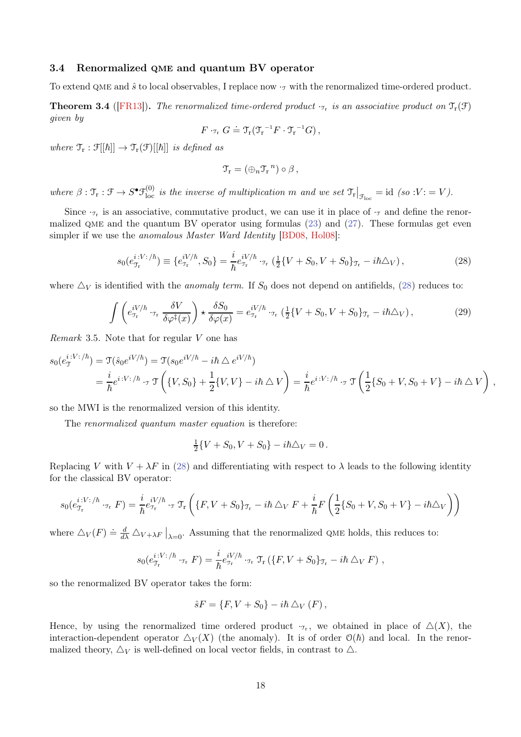### 3.4 Renormalized QME and quantum BV operator

To extend QME and $\hat{s}$ to local observables, I replace now $\cdot_{\mathcal{T}}$ with the renormalized time-ordered product.

**Theorem 3.4** ([FR13])**.** *The renormalized time-ordered product $\cdot_{\mathcal{T}_{\mathrm{r}}}$ is an associative product on $\mathcal{T}_{\mathrm{r}}(\mathcal{F})$ given by*

$$F \cdot_{\mathcal{T}_{\mathrm{r}}} G \doteq \mathcal{T}_{\mathrm{r}}({\mathcal{T}_{\mathrm{r}}}^{-1} F \cdot {\mathcal{T}_{\mathrm{r}}}^{-1} G)\,,$$

*where $\mathcal{T}_{\mathrm{r}} : \mathcal{F}[[\hbar]] \to \mathcal{T}_{\mathrm{r}}(\mathcal{F})[[\hbar]]$ is defined as*

$$\mathcal{T}_{\mathrm{r}} = (\oplus_n {\mathcal{T}_{\mathrm{r}}}^n) \circ \beta\,,$$

*where $\beta : \mathcal{T}_{\mathrm{r}} : \mathcal{F} \to S^\bullet \mathcal{F}_{\mathrm{loc}}^{(0)}$ is the inverse of multiplication $m$ and we set $\mathcal{T}_{\mathrm{r}}\big|_{\mathcal{F}_{\mathrm{loc}}} = \mathrm{id}$ (so $:V: = V$).*

Since $\cdot_{\mathcal{T}_{\mathrm{r}}}$ is an associative, commutative product, we can use it in place of $\cdot_{\mathcal{T}}$ and define the renormalized QME and the quantum BV operator using formulas (23) and (27). These formulas get even simpler if we use the *anomalous Master Ward Identity* [BD08, Hol08]:

$$s_0(e_{\mathcal{T}_{\mathrm{r}}}^{i:V:/\hbar}) \equiv \{e_{\mathcal{T}_{\mathrm{r}}}^{iV/\hbar}, S_0\} = \frac{i}{\hbar} e_{\mathcal{T}_{\mathrm{r}}}^{iV/\hbar} \cdot_{\mathcal{T}_{\mathrm{r}}} \left(\tfrac{1}{2}\{V + S_0, V + S_0\}_{\mathcal{T}_{\mathrm{r}}} - i\hbar \triangle_V\right), \tag{28}$$

where $\triangle_V$ is identified with the *anomaly term*. If $S_0$ does not depend on antifields, (28) reduces to:

$$\int \left( e_{\mathcal{T}_{\mathrm{r}}}^{iV/\hbar} \cdot_{\mathcal{T}_{\mathrm{r}}} \frac{\delta V}{\delta \varphi^\ddagger(x)} \right) \star \frac{\delta S_0}{\delta \varphi(x)} = e_{\mathcal{T}_{\mathrm{r}}}^{iV/\hbar} \cdot_{\mathcal{T}_{\mathrm{r}}} \left(\tfrac{1}{2}\{V + S_0, V + S_0\}_{\mathcal{T}_{\mathrm{r}}} - i\hbar \triangle_V\right), \tag{29}$$

*Remark* 3.5. Note that for regular $V$ one has

$$\begin{aligned}
s_0(e_{\mathcal{T}}^{i:V:/\hbar}) &= \mathcal{T}(\hat{s}_0 e^{iV/\hbar}) = \mathcal{T}(s_0 e^{iV/\hbar} - i\hbar \triangle e^{iV/\hbar}) \\
&= \frac{i}{\hbar} e^{i:V:/\hbar} \cdot_{\mathcal{T}} \mathcal{T}\left( \{V, S_0\} + \frac{1}{2}\{V, V\} - i\hbar \triangle V \right) = \frac{i}{\hbar} e^{i:V:/\hbar} \cdot_{\mathcal{T}} \mathcal{T}\left( \frac{1}{2}\{S_0 + V, S_0 + V\} - i\hbar \triangle V \right),
\end{aligned}$$

so the MWI is the renormalized version of this identity.

The *renormalized quantum master equation* is therefore:

$$\tfrac{1}{2}\{V + S_0, V + S_0\} - i\hbar \triangle_V = 0\,.$$

Replacing $V$ with $V + \lambda F$ in (28) and differentiating with respect to $\lambda$ leads to the following identity for the classical BV operator:

$$s_0(e_{\mathcal{T}_{\mathrm{r}}}^{i:V:/\hbar} \cdot_{\mathcal{T}_{\mathrm{r}}} F) = \frac{i}{\hbar} e_{\mathcal{T}_{\mathrm{r}}}^{iV/\hbar} \cdot_{\mathcal{T}} \mathcal{T}_{\mathrm{r}} \left( \{F, V + S_0\}_{\mathcal{T}_{\mathrm{r}}} - i\hbar \triangle_V F + \frac{i}{\hbar} F \left( \frac{1}{2}\{S_0 + V, S_0 + V\} - i\hbar \triangle_V \right) \right)$$

where $\triangle_V(F) \doteq \frac{d}{d\lambda} \triangle_{V+\lambda F}\big|_{\lambda=0}$. Assuming that the renormalized QME holds, this reduces to:

$$s_0(e_{\mathcal{T}_{\mathrm{r}}}^{i:V:/\hbar} \cdot_{\mathcal{T}_{\mathrm{r}}} F) = \frac{i}{\hbar} e_{\mathcal{T}_{\mathrm{r}}}^{iV/\hbar} \cdot_{\mathcal{T}_{\mathrm{r}}} \mathcal{T}_{\mathrm{r}} \left( \{F, V + S_0\}_{\mathcal{T}_{\mathrm{r}}} - i\hbar \triangle_V F \right),$$

so the renormalized BV operator takes the form:

$$\hat{s} F = \{F, V + S_0\} - i\hbar \triangle_V (F)\,,$$

Hence, by using the renormalized time ordered product $\cdot_{\mathcal{T}_{\mathrm{r}}}$, we obtained in place of $\triangle(X)$, the interaction-dependent operator $\triangle_V(X)$ (the anomaly). It is of order $\mathcal{O}(\hbar)$ and local. In the renormalized theory, $\triangle_V$ is well-defined on local vector fields, in contrast to $\triangle$.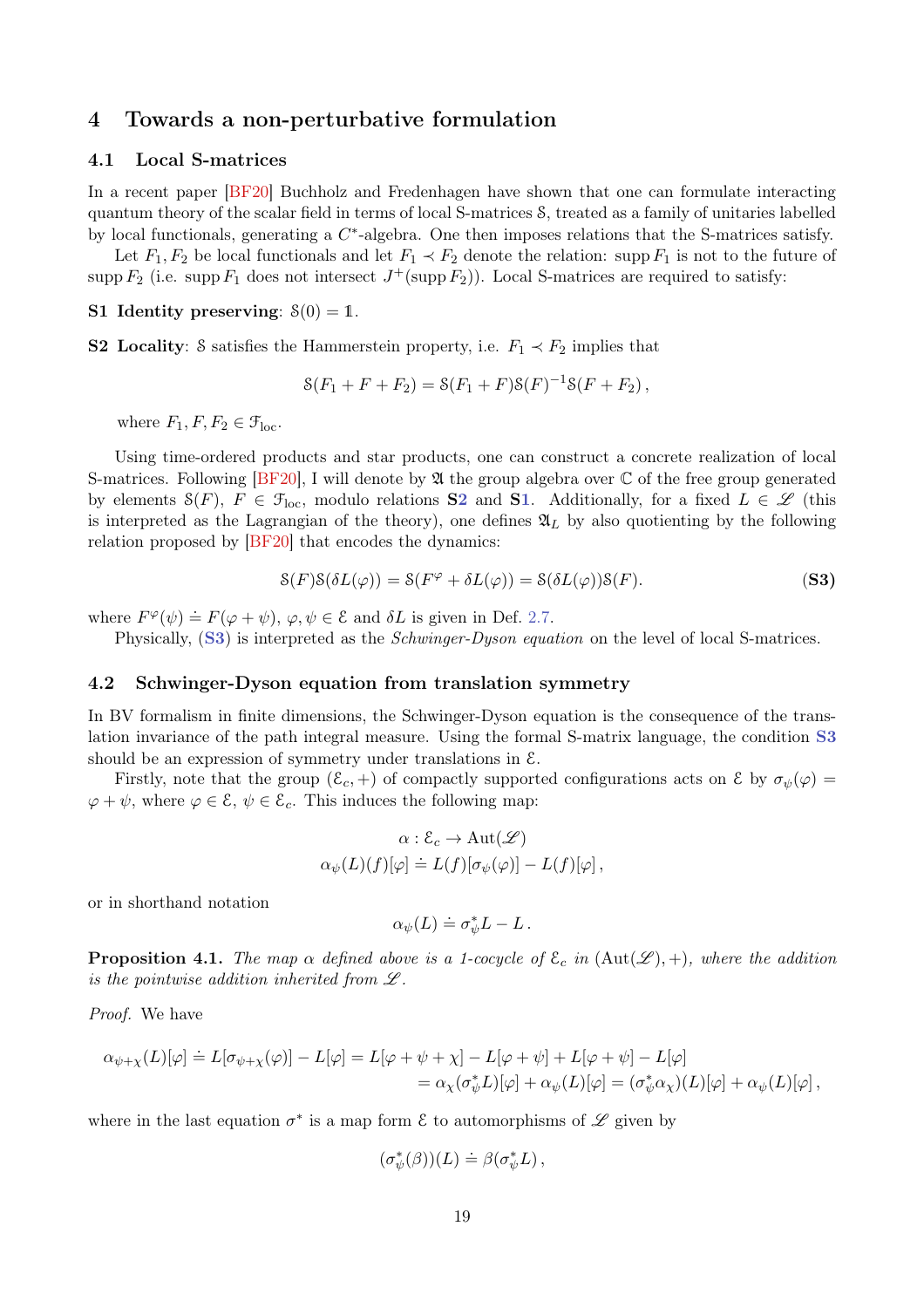# 4 Towards a non-perturbative formulation

## 4.1 Local S-matrices

In a recent paper [BF20] Buchholz and Fredenhagen have shown that one can formulate interacting quantum theory of the scalar field in terms of local S-matrices $\mathcal{S}$, treated as a family of unitaries labelled by local functionals, generating a $C^*$-algebra. One then imposes relations that the S-matrices satisfy.

Let $F_1, F_2$ be local functionals and let $F_1 \prec F_2$ denote the relation: $\operatorname{supp} F_1$ is not to the future of $\operatorname{supp} F_2$ (i.e. $\operatorname{supp} F_1$ does not intersect $J^+(\operatorname{supp} F_2)$). Local S-matrices are required to satisfy:

**S1 Identity preserving**: $\mathcal{S}(0) = \mathbb{1}$.

**S2 Locality**: $\mathcal{S}$ satisfies the Hammerstein property, i.e. $F_1 \prec F_2$ implies that

$$\mathcal{S}(F_1 + F + F_2) = \mathcal{S}(F_1 + F)\mathcal{S}(F)^{-1}\mathcal{S}(F + F_2)\,,$$

where $F_1, F, F_2 \in \mathcal{F}_{\mathrm{loc}}$.

Using time-ordered products and star products, one can construct a concrete realization of local S-matrices. Following [BF20], I will denote by $\mathfrak{A}$ the group algebra over $\mathbb{C}$ of the free group generated by elements $\mathcal{S}(F)$, $F \in \mathcal{F}_{\mathrm{loc}}$, modulo relations **S2** and **S1**. Additionally, for a fixed $L \in \mathscr{L}$ (this is interpreted as the Lagrangian of the theory), one defines $\mathfrak{A}_L$ by also quotienting by the following relation proposed by [BF20] that encodes the dynamics:

$$\mathcal{S}(F)\mathcal{S}(\delta L(\varphi)) = \mathcal{S}(F^{\varphi} + \delta L(\varphi)) = \mathcal{S}(\delta L(\varphi))\mathcal{S}(F). \tag{S3}$$

where $F^{\varphi}(\psi) \doteq F(\varphi + \psi)$, $\varphi, \psi \in \mathcal{E}$ and $\delta L$ is given in Def. 2.7.

Physically, (S3) is interpreted as the *Schwinger-Dyson equation* on the level of local S-matrices.

## 4.2 Schwinger-Dyson equation from translation symmetry

In BV formalism in finite dimensions, the Schwinger-Dyson equation is the consequence of the translation invariance of the path integral measure. Using the formal S-matrix language, the condition S3 should be an expression of symmetry under translations in $\mathcal{E}$.

Firstly, note that the group $(\mathcal{E}_c, +)$ of compactly supported configurations acts on $\mathcal{E}$ by $\sigma_\psi(\varphi) = \varphi + \psi$, where $\varphi \in \mathcal{E}$, $\psi \in \mathcal{E}_c$. This induces the following map:

$$\begin{aligned}
\alpha : \mathcal{E}_c &\to \operatorname{Aut}(\mathscr{L}) \\
\alpha_\psi(L)(f)[\varphi] &\doteq L(f)[\sigma_\psi(\varphi)] - L(f)[\varphi]\,,
\end{aligned}$$

or in shorthand notation

$$\alpha_\psi(L) \doteq \sigma_\psi^* L - L\,.$$

**Proposition 4.1.** *The map $\alpha$ defined above is a 1-cocycle of $\mathcal{E}_c$ in $(\operatorname{Aut}(\mathscr{L}), +)$, where the addition is the pointwise addition inherited from $\mathscr{L}$.*

*Proof.* We have

$$\begin{aligned}
\alpha_{\psi+\chi}(L)[\varphi] \doteq L[\sigma_{\psi+\chi}(\varphi)] - L[\varphi] &= L[\varphi + \psi + \chi] - L[\varphi + \psi] + L[\varphi + \psi] - L[\varphi] \\
&= \alpha_\chi(\sigma_\psi^* L)[\varphi] + \alpha_\psi(L)[\varphi] = (\sigma_\psi^* \alpha_\chi)(L)[\varphi] + \alpha_\psi(L)[\varphi]\,,
\end{aligned}$$

where in the last equation $\sigma^*$ is a map form $\mathcal{E}$ to automorphisms of $\mathscr{L}$ given by

$$(\sigma_\psi^*(\beta))(L) \doteq \beta(\sigma_\psi^* L)\,,$$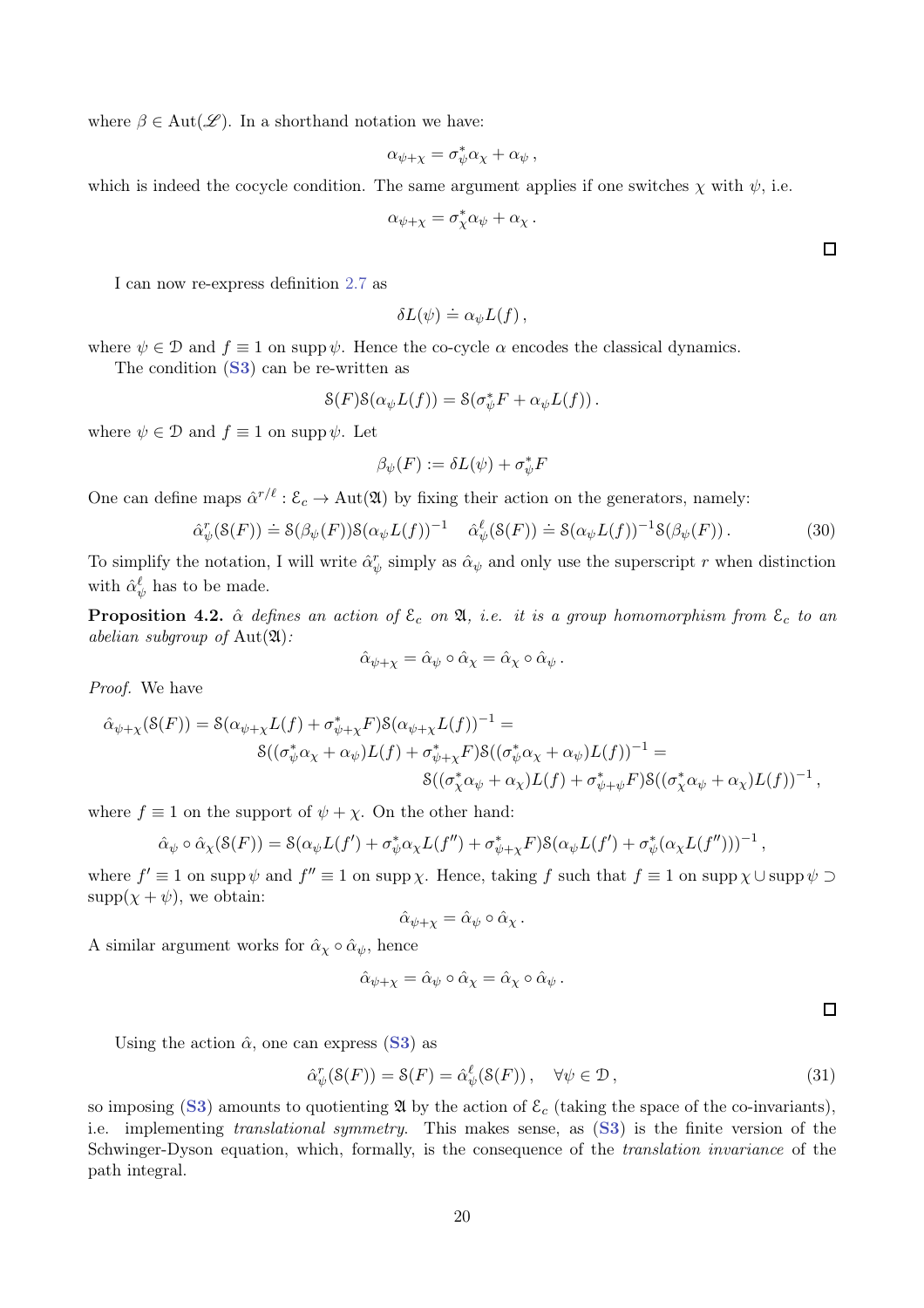where $\beta \in \mathrm{Aut}(\mathscr{L})$. In a shorthand notation we have:

$$\alpha_{\psi+\chi} = \sigma^*_\psi \alpha_\chi + \alpha_\psi \,,$$

which is indeed the cocycle condition. The same argument applies if one switches $\chi$ with $\psi$, i.e.

$$\alpha_{\psi+\chi} = \sigma^*_\chi \alpha_\psi + \alpha_\chi \,.$$

□

I can now re-express definition 2.7 as

$$\delta L(\psi) \doteq \alpha_\psi L(f) \,,$$

where $\psi \in \mathcal{D}$ and $f \equiv 1$ on $\operatorname{supp} \psi$. Hence the co-cycle $\alpha$ encodes the classical dynamics.

The condition (S3) can be re-written as

$$\mathcal{S}(F)\mathcal{S}(\alpha_\psi L(f)) = \mathcal{S}(\sigma^*_\psi F + \alpha_\psi L(f)) \,.$$

where $\psi \in \mathcal{D}$ and $f \equiv 1$ on $\operatorname{supp} \psi$. Let

$$\beta_\psi(F) := \delta L(\psi) + \sigma^*_\psi F$$

One can define maps $\hat{\alpha}^{r/\ell} : \mathcal{E}_c \to \mathrm{Aut}(\mathfrak{A})$ by fixing their action on the generators, namely:

$$\hat{\alpha}^r_\psi(\mathcal{S}(F)) \doteq \mathcal{S}(\beta_\psi(F))\mathcal{S}(\alpha_\psi L(f))^{-1} \quad \hat{\alpha}^\ell_\psi(\mathcal{S}(F)) \doteq \mathcal{S}(\alpha_\psi L(f))^{-1}\mathcal{S}(\beta_\psi(F)) \,. \tag{30}$$

To simplify the notation, I will write $\hat{\alpha}^r_\psi$ simply as $\hat{\alpha}_\psi$ and only use the superscript $r$ when distinction with $\hat{\alpha}^\ell_\psi$ has to be made.

**Proposition 4.2.** *$\hat{\alpha}$ defines an action of $\mathcal{E}_c$ on $\mathfrak{A}$, i.e. it is a group homomorphism from $\mathcal{E}_c$ to an abelian subgroup of $\mathrm{Aut}(\mathfrak{A})$:*

$$\hat{\alpha}_{\psi+\chi} = \hat{\alpha}_\psi \circ \hat{\alpha}_\chi = \hat{\alpha}_\chi \circ \hat{\alpha}_\psi \,.$$

*Proof.* We have

$$\begin{aligned}
\hat{\alpha}_{\psi+\chi}(\mathcal{S}(F)) = \mathcal{S}(\alpha_{\psi+\chi}L(f) + \sigma^*_{\psi+\chi}F)\mathcal{S}(\alpha_{\psi+\chi}L(f))^{-1} = \\
\mathcal{S}((\sigma^*_\psi\alpha_\chi + \alpha_\psi)L(f) + \sigma^*_{\psi+\chi}F)\mathcal{S}((\sigma^*_\psi\alpha_\chi + \alpha_\psi)L(f))^{-1} = \\
\mathcal{S}((\sigma^*_\chi\alpha_\psi + \alpha_\chi)L(f) + \sigma^*_{\psi+\psi}F)\mathcal{S}((\sigma^*_\chi\alpha_\psi + \alpha_\chi)L(f))^{-1} \,,
\end{aligned}$$

where $f \equiv 1$ on the support of $\psi + \chi$. On the other hand:

$$\hat{\alpha}_\psi \circ \hat{\alpha}_\chi(\mathcal{S}(F)) = \mathcal{S}(\alpha_\psi L(f') + \sigma^*_\psi\alpha_\chi L(f'') + \sigma^*_{\psi+\chi}F)\mathcal{S}(\alpha_\psi L(f') + \sigma^*_\psi(\alpha_\chi L(f'')))^{-1} \,,$$

where $f' \equiv 1$ on $\operatorname{supp}\psi$ and $f'' \equiv 1$ on $\operatorname{supp}\chi$. Hence, taking $f$ such that $f \equiv 1$ on $\operatorname{supp}\chi \cup \operatorname{supp}\psi \supset \operatorname{supp}(\chi + \psi)$, we obtain:

$$\hat{\alpha}_{\psi+\chi} = \hat{\alpha}_\psi \circ \hat{\alpha}_\chi \,.$$

A similar argument works for $\hat{\alpha}_\chi \circ \hat{\alpha}_\psi$, hence

$$\hat{\alpha}_{\psi+\chi} = \hat{\alpha}_\psi \circ \hat{\alpha}_\chi = \hat{\alpha}_\chi \circ \hat{\alpha}_\psi \,.$$

□

Using the action $\hat{\alpha}$, one can express (S3) as

$$\hat{\alpha}^r_\psi(\mathcal{S}(F)) = \mathcal{S}(F) = \hat{\alpha}^\ell_\psi(\mathcal{S}(F)) \,, \quad \forall \psi \in \mathcal{D} \,, \tag{31}$$

so imposing (S3) amounts to quotienting $\mathfrak{A}$ by the action of $\mathcal{E}_c$ (taking the space of the co-invariants), i.e. implementing *translational symmetry*. This makes sense, as (S3) is the finite version of the Schwinger-Dyson equation, which, formally, is the consequence of the *translation invariance* of the path integral.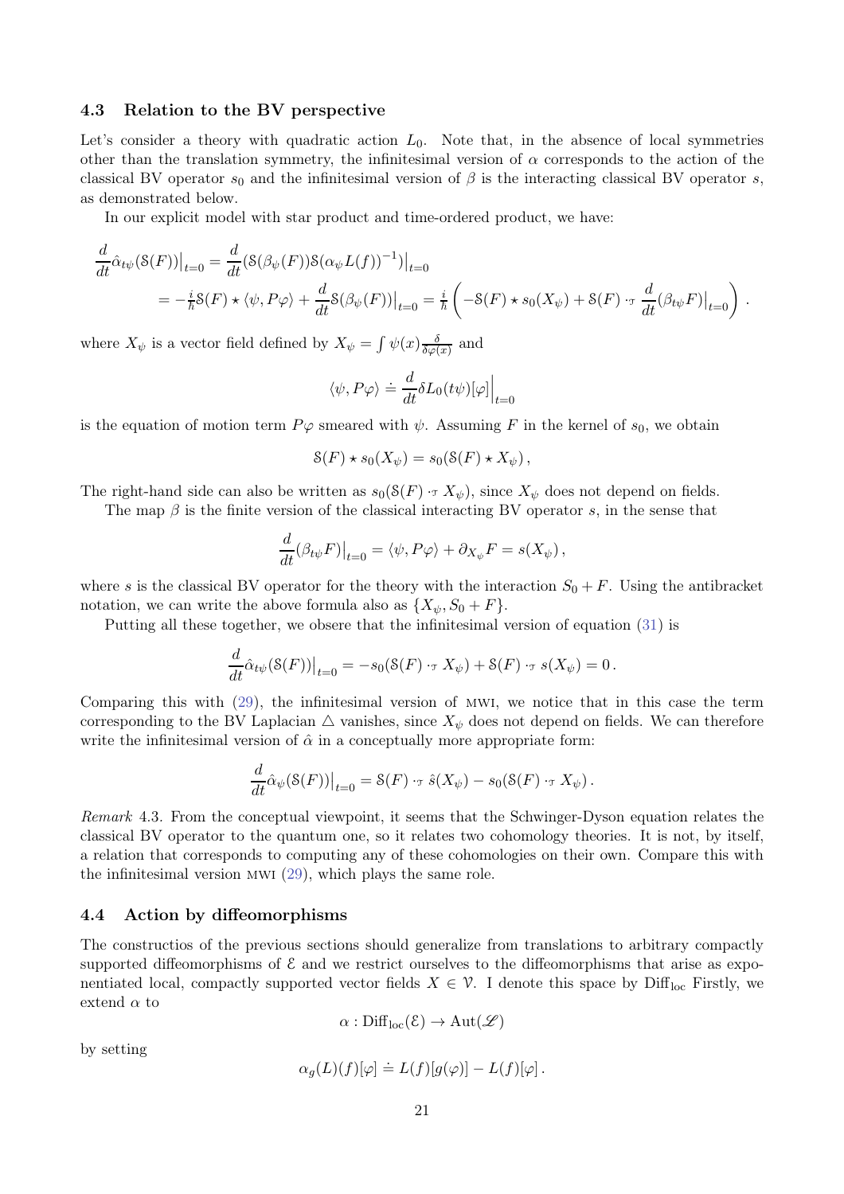### 4.3 Relation to the BV perspective

Let's consider a theory with quadratic action $L_0$. Note that, in the absence of local symmetries other than the translation symmetry, the infinitesimal version of $\alpha$ corresponds to the action of the classical BV operator $s_0$ and the infinitesimal version of $\beta$ is the interacting classical BV operator $s$, as demonstrated below.

In our explicit model with star product and time-ordered product, we have:

$$
\begin{aligned}
\frac{d}{dt}\hat{\alpha}_{t\psi}(\mathcal{S}(F))\big|_{t=0} &= \frac{d}{dt}(\mathcal{S}(\beta_\psi(F))\mathcal{S}(\alpha_\psi L(f))^{-1})\big|_{t=0} \\
&= -\tfrac{i}{\hbar}\mathcal{S}(F)\star\langle\psi, P\varphi\rangle + \frac{d}{dt}\mathcal{S}(\beta_\psi(F))\big|_{t=0} = \tfrac{i}{\hbar}\left(-\mathcal{S}(F)\star s_0(X_\psi) + \mathcal{S}(F)\cdot_{\mathcal{T}}\frac{d}{dt}(\beta_{t\psi}F)\big|_{t=0}\right).
\end{aligned}
$$

where $X_\psi$ is a vector field defined by $X_\psi = \int \psi(x)\frac{\delta}{\delta\varphi(x)}$ and

$$
\langle\psi, P\varphi\rangle \doteq \frac{d}{dt}\delta L_0(t\psi)[\varphi]\Big|_{t=0}
$$

is the equation of motion term $P\varphi$ smeared with $\psi$. Assuming $F$ in the kernel of $s_0$, we obtain

$$
\mathcal{S}(F)\star s_0(X_\psi) = s_0(\mathcal{S}(F)\star X_\psi)\,,
$$

The right-hand side can also be written as $s_0(\mathcal{S}(F)\cdot_{\mathcal{T}} X_\psi)$, since $X_\psi$ does not depend on fields.

The map $\beta$ is the finite version of the classical interacting BV operator $s$, in the sense that

$$
\frac{d}{dt}(\beta_{t\psi}F)\big|_{t=0} = \langle\psi, P\varphi\rangle + \partial_{X_\psi}F = s(X_\psi)\,,
$$

where $s$ is the classical BV operator for the theory with the interaction $S_0 + F$. Using the antibracket notation, we can write the above formula also as $\{X_\psi, S_0 + F\}$.

Putting all these together, we obsere that the infinitesimal version of equation (31) is

$$
\frac{d}{dt}\hat{\alpha}_{t\psi}(\mathcal{S}(F))\big|_{t=0} = -s_0(\mathcal{S}(F)\cdot_{\mathcal{T}} X_\psi) + \mathcal{S}(F)\cdot_{\mathcal{T}} s(X_\psi) = 0\,.
$$

Comparing this with (29), the infinitesimal version of MWI, we notice that in this case the term corresponding to the BV Laplacian $\triangle$ vanishes, since $X_\psi$ does not depend on fields. We can therefore write the infinitesimal version of $\hat{\alpha}$ in a conceptually more appropriate form:

$$
\frac{d}{dt}\hat{\alpha}_\psi(\mathcal{S}(F))\big|_{t=0} = \mathcal{S}(F)\cdot_{\mathcal{T}}\hat{s}(X_\psi) - s_0(\mathcal{S}(F)\cdot_{\mathcal{T}} X_\psi)\,.
$$

*Remark* 4.3. From the conceptual viewpoint, it seems that the Schwinger-Dyson equation relates the classical BV operator to the quantum one, so it relates two cohomology theories. It is not, by itself, a relation that corresponds to computing any of these cohomologies on their own. Compare this with the infinitesimal version MWI (29), which plays the same role.

### 4.4 Action by diffeomorphisms

The constructios of the previous sections should generalize from translations to arbitrary compactly supported diffeomorphisms of $\mathcal{E}$ and we restrict ourselves to the diffeomorphisms that arise as exponentiated local, compactly supported vector fields $X \in \mathcal{V}$. I denote this space by $\mathrm{Diff}_{\mathrm{loc}}$ Firstly, we extend $\alpha$ to

$$
\alpha : \mathrm{Diff}_{\mathrm{loc}}(\mathcal{E}) \to \mathrm{Aut}(\mathscr{L})
$$

by setting

$$
\alpha_g(L)(f)[\varphi] \doteq L(f)[g(\varphi)] - L(f)[\varphi]\,.
$$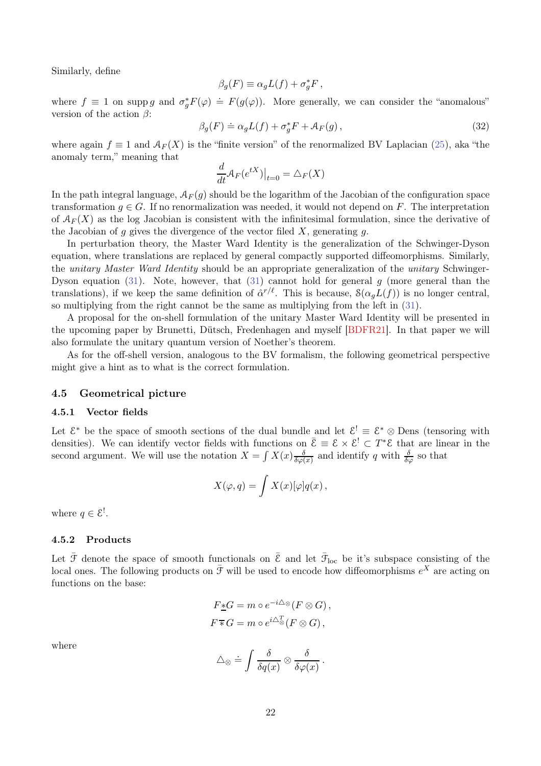Similarly, define

$$\beta_g(F) \equiv \alpha_g L(f) + \sigma_g^* F \,,$$

where $f \equiv 1$ on $\operatorname{supp} g$ and $\sigma_g^* F(\varphi) \doteq F(g(\varphi))$. More generally, we can consider the "anomalous" version of the action $\beta$:

$$\beta_g(F) \doteq \alpha_g L(f) + \sigma_g^* F + \mathcal{A}_F(g)\,, \tag{32}$$

where again $f \equiv 1$ and $\mathcal{A}_F(X)$ is the "finite version" of the renormalized BV Laplacian (25), aka "the anomaly term," meaning that

$$\frac{d}{dt}\mathcal{A}_F(e^{tX})\big|_{t=0} = \triangle_F(X)$$

In the path integral language, $\mathcal{A}_F(g)$ should be the logarithm of the Jacobian of the configuration space transformation $g \in G$. If no renormalization was needed, it would not depend on $F$. The interpretation of $\mathcal{A}_F(X)$ as the log Jacobian is consistent with the infinitesimal formulation, since the derivative of the Jacobian of $g$ gives the divergence of the vector filed $X$, generating $g$.

In perturbation theory, the Master Ward Identity is the generalization of the Schwinger-Dyson equation, where translations are replaced by general compactly supported diffeomorphisms. Similarly, the *unitary Master Ward Identity* should be an appropriate generalization of the *unitary* Schwinger-Dyson equation (31). Note, however, that (31) cannot hold for general $g$ (more general than the translations), if we keep the same definition of $\hat{\alpha}^{r/\ell}$. This is because, $\mathcal{S}(\alpha_g L(f))$ is no longer central, so multiplying from the right cannot be the same as multiplying from the left in (31).

A proposal for the on-shell formulation of the unitary Master Ward Identity will be presented in the upcoming paper by Brunetti, Dütsch, Fredenhagen and myself [BDFR21]. In that paper we will also formulate the unitary quantum version of Noether's theorem.

As for the off-shell version, analogous to the BV formalism, the following geometrical perspective might give a hint as to what is the correct formulation.

### 4.5 Geometrical picture

#### 4.5.1 Vector fields

Let $\mathcal{E}^*$ be the space of smooth sections of the dual bundle and let $\mathcal{E}^! \equiv \mathcal{E}^* \otimes \mathrm{Dens}$ (tensoring with densities). We can identify vector fields with functions on $\bar{\mathcal{E}} \equiv \mathcal{E} \times \mathcal{E}^! \subset T^*\mathcal{E}$ that are linear in the second argument. We will use the notation $X = \int X(x)\frac{\delta}{\delta\varphi(x)}$ and identify $q$ with $\frac{\delta}{\delta\varphi}$ so that

$$X(\varphi, q) = \int X(x)[\varphi]q(x)\,,$$

where $q \in \mathcal{E}^!$.

#### 4.5.2 Products

Let $\bar{\mathcal{F}}$ denote the space of smooth functionals on $\bar{\mathcal{E}}$ and let $\bar{\mathcal{F}}_{\mathrm{loc}}$ be it's subspace consisting of the local ones. The following products on $\bar{\mathcal{F}}$ will be used to encode how diffeomorphisms $e^X$ are acting on functions on the base:

$$F \underline{\ast} G = m \circ e^{-i\triangle_\otimes}(F \otimes G)\,,$$
$$F \overline{\ast} G = m \circ e^{i\triangle_\otimes^T}(F \otimes G)\,,$$

where

$$\triangle_\otimes \doteq \int \frac{\delta}{\delta q(x)} \otimes \frac{\delta}{\delta\varphi(x)}\,.$$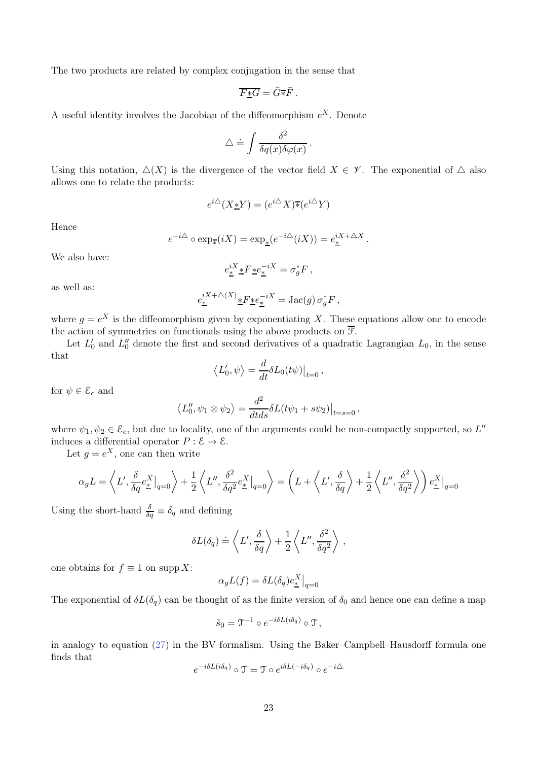The two products are related by complex conjugation in the sense that

$$\overline{F\underline{*}G} = \bar{G}\overline{*}\bar{F}\,.$$

A useful identity involves the Jacobian of the diffeomorphism $e^X$. Denote

$$\triangle \doteq \int \frac{\delta^2}{\delta q(x)\delta\varphi(x)}\,.$$

Using this notation, $\triangle(X)$ is the divergence of the vector field $X \in \mathscr{V}$. The exponential of $\triangle$ also allows one to relate the products:

$$e^{i\triangle}(X\underline{*}Y) = (e^{i\triangle}X)\overline{*}(e^{i\triangle}Y)$$

Hence

$$e^{-i\triangle}\circ \exp_{\overline{*}}(iX) = \exp_{\underline{*}}(e^{-i\triangle}(iX)) = e_{\underline{*}}^{iX+\triangle X}\,.$$

We also have:

$$e_{\underline{*}}^{iX}\underline{*}F\underline{*}e_{\underline{*}}^{-iX} = \sigma_g^* F\,,$$

as well as:

$$e_{\underline{*}}^{iX+\triangle(X)}\underline{*}F\underline{*}e_{\underline{*}}^{-iX} = \mathrm{Jac}(g)\,\sigma_g^* F\,,$$

where $g = e^X$ is the diffeomorphism given by exponentiating $X$. These equations allow one to encode the action of symmetries on functionals using the above products on $\overline{\mathcal{F}}$.

Let $L_0'$ and $L_0''$ denote the first and second derivatives of a quadratic Lagrangian $L_0$, in the sense that

$$\left\langle L_0', \psi\right\rangle = \frac{d}{dt}\delta L_0(t\psi)\big|_{t=0}\,,$$

for $\psi \in \mathcal{E}_c$ and

$$\left\langle L_0'', \psi_1\otimes\psi_2\right\rangle = \frac{d^2}{dtds}\delta L(t\psi_1 + s\psi_2)\big|_{t=s=0}\,,$$

where $\psi_1, \psi_2 \in \mathcal{E}_c$, but due to locality, one of the arguments could be non-compactly supported, so $L''$ induces a differential operator $P : \mathcal{E} \to \mathcal{E}$.

Let $g = e^X$, one can then write

$$\alpha_g L = \left\langle L', \frac{\delta}{\delta q}e_{\underline{*}}^X\big|_{q=0}\right\rangle + \frac{1}{2}\left\langle L'', \frac{\delta^2}{\delta q^2}e_{\underline{*}}^X\big|_{q=0}\right\rangle = \left(L + \left\langle L', \frac{\delta}{\delta q}\right\rangle + \frac{1}{2}\left\langle L'', \frac{\delta^2}{\delta q^2}\right\rangle\right)e_{\underline{*}}^X\big|_{q=0}$$

Using the short-hand $\frac{\delta}{\delta q} \equiv \delta_q$ and defining

$$\delta L(\delta_q) \doteq \left\langle L', \frac{\delta}{\delta q}\right\rangle + \frac{1}{2}\left\langle L'', \frac{\delta^2}{\delta q^2}\right\rangle\,,$$

one obtains for $f \equiv 1$ on $\operatorname{supp} X$:

$$\alpha_g L(f) = \delta L(\delta_q)e_{\underline{*}}^X\big|_{q=0}$$

The exponential of $\delta L(\delta_q)$ can be thought of as the finite version of $\delta_0$ and hence one can define a map

$$\tilde{s}_0 = \mathcal{T}^{-1}\circ e^{-i\delta L(i\delta_q)}\circ\mathcal{T}\,,$$

in analogy to equation (27) in the BV formalism. Using the Baker–Campbell–Hausdorff formula one finds that

$$e^{-i\delta L(i\delta_q)}\circ\mathcal{T} = \mathcal{T}\circ e^{i\delta L(-i\delta_q)}\circ e^{-i\triangle}$$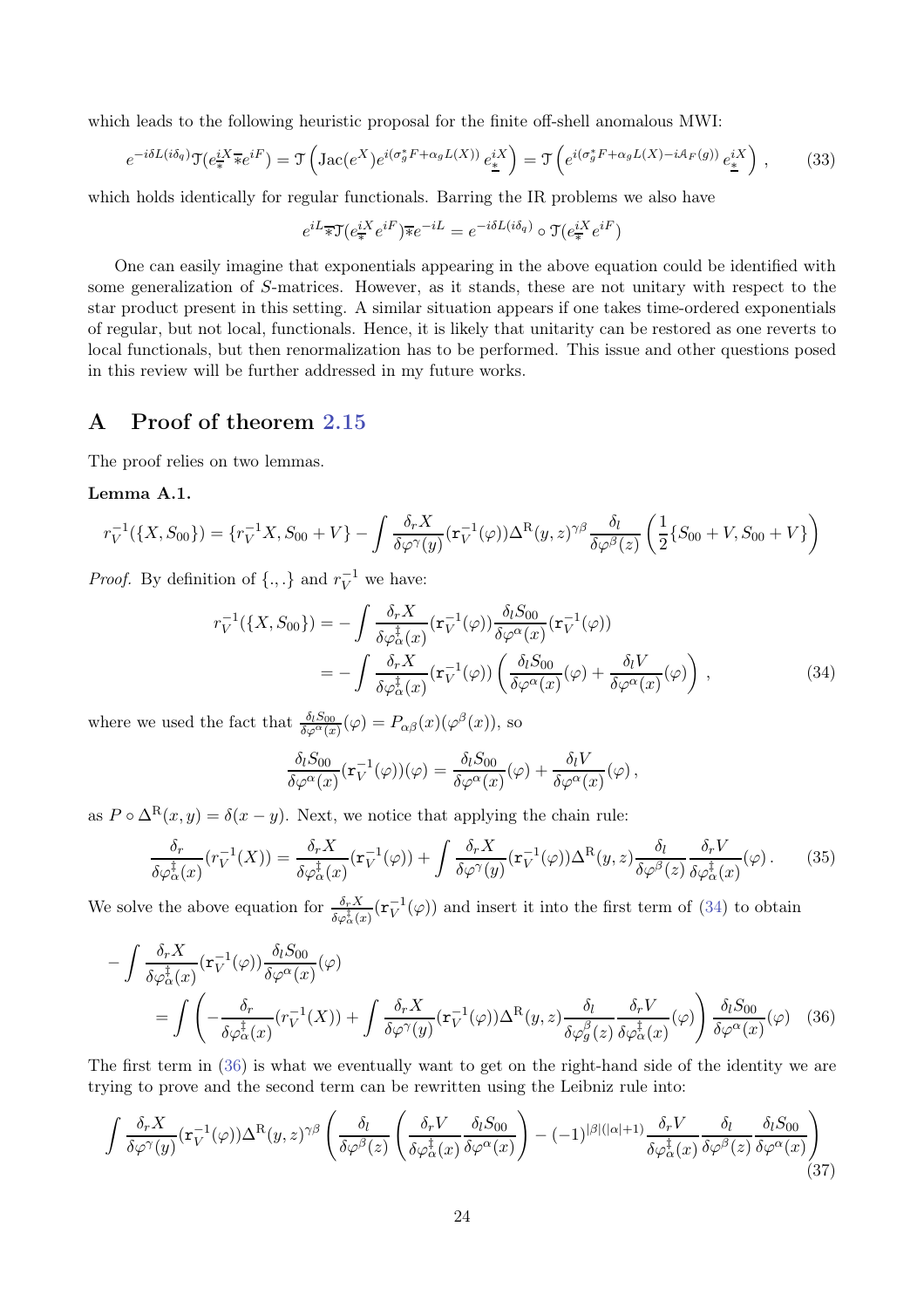which leads to the following heuristic proposal for the finite off-shell anomalous MWI:

$$e^{-i\delta L(i\delta_q)}\mathcal{T}(e^{\frac{iX}{\overline{*}}}\overline{*}e^{iF}) = \mathcal{T}\left(\mathrm{Jac}(e^X)e^{i(\sigma_g^* F+\alpha_g L(X))}\,e^{iX}_{\underline{*}}\right) = \mathcal{T}\left(e^{i(\sigma_g^* F+\alpha_g L(X)-i\mathcal{A}_F(g))}\,e^{iX}_{\underline{*}}\right)\,, \tag{33}$$

which holds identically for regular functionals. Barring the IR problems we also have

$$e^{iL}\overline{*}\mathcal{T}(e^{\frac{iX}{\overline{*}}}e^{iF})\overline{*}e^{-iL} = e^{-i\delta L(i\delta_q)}\circ\mathcal{T}(e^{\frac{iX}{\overline{*}}}e^{iF})$$

One can easily imagine that exponentials appearing in the above equation could be identified with some generalization of $S$-matrices. However, as it stands, these are not unitary with respect to the star product present in this setting. A similar situation appears if one takes time-ordered exponentials of regular, but not local, functionals. Hence, it is likely that unitarity can be restored as one reverts to local functionals, but then renormalization has to be performed. This issue and other questions posed in this review will be further addressed in my future works.

## A Proof of theorem 2.15

The proof relies on two lemmas.

**Lemma A.1.**

$$r_V^{-1}(\{X,S_{00}\}) = \{r_V^{-1}X, S_{00}+V\} - \int\frac{\delta_r X}{\delta\varphi^\gamma(y)}(\mathtt{r}_V^{-1}(\varphi))\Delta^{\mathrm{R}}(y,z)^{\gamma\beta}\frac{\delta_l}{\delta\varphi^\beta(z)}\left(\frac{1}{2}\{S_{00}+V,S_{00}+V\}\right)$$

*Proof.* By definition of $\{.,.\}$ and $r_V^{-1}$ we have:

$$\begin{aligned}
r_V^{-1}(\{X,S_{00}\}) &= -\int\frac{\delta_r X}{\delta\varphi^\ddagger_\alpha(x)}(\mathtt{r}_V^{-1}(\varphi))\frac{\delta_l S_{00}}{\delta\varphi^\alpha(x)}(\mathtt{r}_V^{-1}(\varphi))\\
&= -\int\frac{\delta_r X}{\delta\varphi^\ddagger_\alpha(x)}(\mathtt{r}_V^{-1}(\varphi))\left(\frac{\delta_l S_{00}}{\delta\varphi^\alpha(x)}(\varphi)+\frac{\delta_l V}{\delta\varphi^\alpha(x)}(\varphi)\right)\,,
\end{aligned}\tag{34}$$

where we used the fact that $\frac{\delta_l S_{00}}{\delta\varphi^\alpha(x)}(\varphi) = P_{\alpha\beta}(x)(\varphi^\beta(x))$, so

$$\frac{\delta_l S_{00}}{\delta\varphi^\alpha(x)}(\mathtt{r}_V^{-1}(\varphi))(\varphi) = \frac{\delta_l S_{00}}{\delta\varphi^\alpha(x)}(\varphi)+\frac{\delta_l V}{\delta\varphi^\alpha(x)}(\varphi)\,,$$

as $P\circ\Delta^{\mathrm{R}}(x,y) = \delta(x-y)$. Next, we notice that applying the chain rule:

$$\frac{\delta_r}{\delta\varphi^\ddagger_\alpha(x)}(r_V^{-1}(X)) = \frac{\delta_r X}{\delta\varphi^\ddagger_\alpha(x)}(\mathtt{r}_V^{-1}(\varphi)) + \int\frac{\delta_r X}{\delta\varphi^\gamma(y)}(\mathtt{r}_V^{-1}(\varphi))\Delta^{\mathrm{R}}(y,z)\frac{\delta_l}{\delta\varphi^\beta(z)}\frac{\delta_r V}{\delta\varphi^\ddagger_\alpha(x)}(\varphi)\,. \tag{35}$$

We solve the above equation for $\frac{\delta_r X}{\delta\varphi^\ddagger_\alpha(x)}(\mathtt{r}_V^{-1}(\varphi))$ and insert it into the first term of (34) to obtain

$$\begin{aligned}
&-\int\frac{\delta_r X}{\delta\varphi^\ddagger_\alpha(x)}(\mathtt{r}_V^{-1}(\varphi))\frac{\delta_l S_{00}}{\delta\varphi^\alpha(x)}(\varphi)\\
&\quad= \int\left(-\frac{\delta_r}{\delta\varphi^\ddagger_\alpha(x)}(r_V^{-1}(X)) + \int\frac{\delta_r X}{\delta\varphi^\gamma(y)}(\mathtt{r}_V^{-1}(\varphi))\Delta^{\mathrm{R}}(y,z)\frac{\delta_l}{\delta\varphi^\beta_g(z)}\frac{\delta_r V}{\delta\varphi^\ddagger_\alpha(x)}(\varphi)\right)\frac{\delta_l S_{00}}{\delta\varphi^\alpha(x)}(\varphi)
\end{aligned}\tag{36}$$

The first term in (36) is what we eventually want to get on the right-hand side of the identity we are trying to prove and the second term can be rewritten using the Leibniz rule into:

$$\int\frac{\delta_r X}{\delta\varphi^\gamma(y)}(\mathtt{r}_V^{-1}(\varphi))\Delta^{\mathrm{R}}(y,z)^{\gamma\beta}\left(\frac{\delta_l}{\delta\varphi^\beta(z)}\left(\frac{\delta_r V}{\delta\varphi^\ddagger_\alpha(x)}\frac{\delta_l S_{00}}{\delta\varphi^\alpha(x)}\right) - (-1)^{|\beta|(|\alpha|+1)}\frac{\delta_r V}{\delta\varphi^\ddagger_\alpha(x)}\frac{\delta_l}{\delta\varphi^\beta(z)}\frac{\delta_l S_{00}}{\delta\varphi^\alpha(x)}\right) \tag{37}$$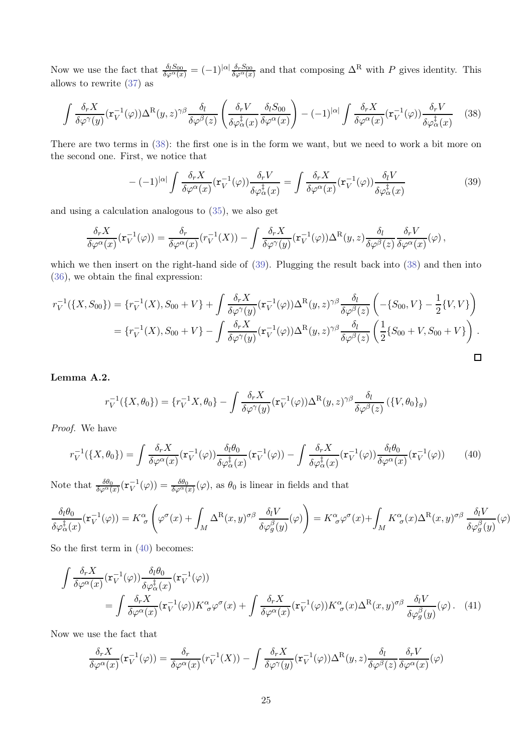Now we use the fact that $\frac{\delta_l S_{00}}{\delta\varphi^\alpha(x)} = (-1)^{|\alpha|}\frac{\delta_r S_{00}}{\delta\varphi^\alpha(x)}$ and that composing $\Delta^{\mathrm{R}}$ with $P$ gives identity. This allows to rewrite (37) as

$$\int \frac{\delta_r X}{\delta\varphi^\gamma(y)}(\mathtt{r}_V^{-1}(\varphi))\Delta^{\mathrm{R}}(y,z)^{\gamma\beta}\frac{\delta_l}{\delta\varphi^\beta(z)}\left(\frac{\delta_r V}{\delta\varphi^\ddagger_\alpha(x)}\frac{\delta_l S_{00}}{\delta\varphi^\alpha(x)}\right) - (-1)^{|\alpha|}\int \frac{\delta_r X}{\delta\varphi^\alpha(x)}(\mathtt{r}_V^{-1}(\varphi))\frac{\delta_r V}{\delta\varphi^\ddagger_\alpha(x)} \quad (38)$$

There are two terms in (38): the first one is in the form we want, but we need to work a bit more on the second one. First, we notice that

$$-(-1)^{|\alpha|}\int \frac{\delta_r X}{\delta\varphi^\alpha(x)}(\mathtt{r}_V^{-1}(\varphi))\frac{\delta_r V}{\delta\varphi^\ddagger_\alpha(x)} = \int \frac{\delta_r X}{\delta\varphi^\alpha(x)}(\mathtt{r}_V^{-1}(\varphi))\frac{\delta_l V}{\delta\varphi^\ddagger_\alpha(x)} \quad (39)$$

and using a calculation analogous to (35), we also get

$$\frac{\delta_r X}{\delta\varphi^\alpha(x)}(\mathtt{r}_V^{-1}(\varphi)) = \frac{\delta_r}{\delta\varphi^\alpha(x)}(r_V^{-1}(X)) - \int \frac{\delta_r X}{\delta\varphi^\gamma(y)}(\mathtt{r}_V^{-1}(\varphi))\Delta^{\mathrm{R}}(y,z)\frac{\delta_l}{\delta\varphi^\beta(z)}\frac{\delta_r V}{\delta\varphi^\alpha(x)}(\varphi)\,,$$

which we then insert on the right-hand side of (39). Plugging the result back into (38) and then into (36), we obtain the final expression:

$$\begin{aligned}
r_V^{-1}(\{X,S_{00}\}) &= \{r_V^{-1}(X), S_{00}+V\} + \int \frac{\delta_r X}{\delta\varphi^\gamma(y)}(\mathtt{r}_V^{-1}(\varphi))\Delta^{\mathrm{R}}(y,z)^{\gamma\beta}\frac{\delta_l}{\delta\varphi^\beta(z)}\left(-\{S_{00},V\} - \frac{1}{2}\{V,V\}\right)\\
&= \{r_V^{-1}(X), S_{00}+V\} - \int \frac{\delta_r X}{\delta\varphi^\gamma(y)}(\mathtt{r}_V^{-1}(\varphi))\Delta^{\mathrm{R}}(y,z)^{\gamma\beta}\frac{\delta_l}{\delta\varphi^\beta(z)}\left(\frac{1}{2}\{S_{00}+V, S_{00}+V\}\right).
\end{aligned}$$

□

**Lemma A.2.**

$$r_V^{-1}(\{X,\theta_0\}) = \{r_V^{-1}X,\theta_0\} - \int \frac{\delta_r X}{\delta\varphi^\gamma(y)}(\mathtt{r}_V^{-1}(\varphi))\Delta^{\mathrm{R}}(y,z)^{\gamma\beta}\frac{\delta_l}{\delta\varphi^\beta(z)}\left(\{V,\theta_0\}_g\right)$$

*Proof.* We have

$$r_V^{-1}(\{X,\theta_0\}) = \int \frac{\delta_r X}{\delta\varphi^\alpha(x)}(\mathtt{r}_V^{-1}(\varphi))\frac{\delta_l\theta_0}{\delta\varphi^\ddagger_\alpha(x)}(\mathtt{r}_V^{-1}(\varphi)) - \int \frac{\delta_r X}{\delta\varphi^\ddagger_\alpha(x)}(\mathtt{r}_V^{-1}(\varphi))\frac{\delta_l\theta_0}{\delta\varphi^\alpha(x)}(\mathtt{r}_V^{-1}(\varphi)) \quad (40)$$

Note that $\frac{\delta\theta_0}{\delta\varphi^\alpha(x)}(\mathtt{r}_V^{-1}(\varphi)) = \frac{\delta\theta_0}{\delta\varphi^\alpha(x)}(\varphi)$, as $\theta_0$ is linear in fields and that

$$\frac{\delta_l\theta_0}{\delta\varphi^\ddagger_\alpha(x)}(\mathtt{r}_V^{-1}(\varphi)) = K^\alpha_{\ \sigma}\left(\varphi^\sigma(x) + \int_M \Delta^{\mathrm{R}}(x,y)^{\sigma\beta}\frac{\delta_l V}{\delta\varphi_g^\beta(y)}(\varphi)\right) = K^\alpha_{\ \sigma}\varphi^\sigma(x) + \int_M K^\alpha_{\ \sigma}(x)\Delta^{\mathrm{R}}(x,y)^{\sigma\beta}\frac{\delta_l V}{\delta\varphi_g^\beta(y)}(\varphi)$$

So the first term in (40) becomes:

$$\begin{aligned}
&\int \frac{\delta_r X}{\delta\varphi^\alpha(x)}(\mathtt{r}_V^{-1}(\varphi))\frac{\delta_l\theta_0}{\delta\varphi^\ddagger_\alpha(x)}(\mathtt{r}_V^{-1}(\varphi))\\
&\quad = \int \frac{\delta_r X}{\delta\varphi^\alpha(x)}(\mathtt{r}_V^{-1}(\varphi))K^\alpha_{\ \sigma}\varphi^\sigma(x) + \int \frac{\delta_r X}{\delta\varphi^\alpha(x)}(\mathtt{r}_V^{-1}(\varphi))K^\alpha_{\ \sigma}(x)\Delta^{\mathrm{R}}(x,y)^{\sigma\beta}\frac{\delta_l V}{\delta\varphi_g^\beta(y)}(\varphi)\,. \quad (41)
\end{aligned}$$

Now we use the fact that

$$\frac{\delta_r X}{\delta\varphi^\alpha(x)}(\mathtt{r}_V^{-1}(\varphi)) = \frac{\delta_r}{\delta\varphi^\alpha(x)}(r_V^{-1}(X)) - \int \frac{\delta_r X}{\delta\varphi^\gamma(y)}(\mathtt{r}_V^{-1}(\varphi))\Delta^{\mathrm{R}}(y,z)\frac{\delta_l}{\delta\varphi^\beta(z)}\frac{\delta_r V}{\delta\varphi^\alpha(x)}(\varphi)$$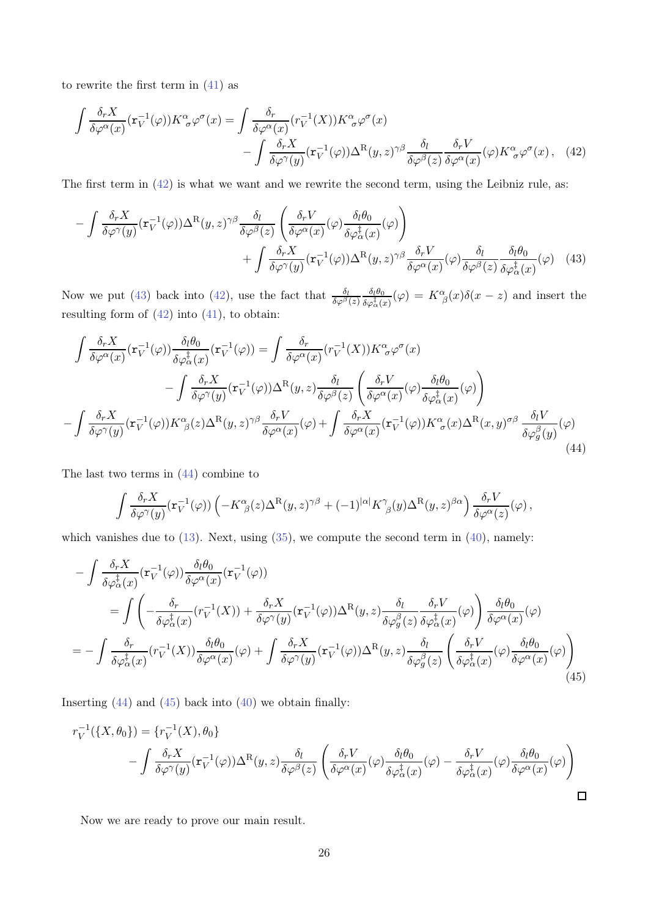to rewrite the first term in (41) as

$$
\int \frac{\delta_r X}{\delta\varphi^\alpha(x)}(\mathtt{r}_V^{-1}(\varphi))K^\alpha{}_\sigma\varphi^\sigma(x) = \int \frac{\delta_r}{\delta\varphi^\alpha(x)}(r_V^{-1}(X))K^\alpha{}_\sigma\varphi^\sigma(x) - \int \frac{\delta_r X}{\delta\varphi^\gamma(y)}(\mathtt{r}_V^{-1}(\varphi))\Delta^{\mathrm{R}}(y,z)^{\gamma\beta}\frac{\delta_l}{\delta\varphi^\beta(z)}\frac{\delta_r V}{\delta\varphi^\alpha(x)}(\varphi)K^\alpha{}_\sigma\varphi^\sigma(x)\,, \quad (42)
$$

The first term in (42) is what we want and we rewrite the second term, using the Leibniz rule, as:

$$
-\int \frac{\delta_r X}{\delta\varphi^\gamma(y)}(\mathtt{r}_V^{-1}(\varphi))\Delta^{\mathrm{R}}(y,z)^{\gamma\beta}\frac{\delta_l}{\delta\varphi^\beta(z)}\left(\frac{\delta_r V}{\delta\varphi^\alpha(x)}(\varphi)\frac{\delta_l\theta_0}{\delta\varphi^\ddagger_\alpha(x)}(\varphi)\right) + \int \frac{\delta_r X}{\delta\varphi^\gamma(y)}(\mathtt{r}_V^{-1}(\varphi))\Delta^{\mathrm{R}}(y,z)^{\gamma\beta}\frac{\delta_r V}{\delta\varphi^\alpha(x)}(\varphi)\frac{\delta_l}{\delta\varphi^\beta(z)}\frac{\delta_l\theta_0}{\delta\varphi^\ddagger_\alpha(x)}(\varphi) \quad (43)
$$

Now we put (43) back into (42), use the fact that $\frac{\delta_l}{\delta\varphi^\beta(z)}\frac{\delta_l\theta_0}{\delta\varphi^\ddagger_\alpha(x)}(\varphi) = K^\alpha{}_\beta(x)\delta(x-z)$ and insert the resulting form of (42) into (41), to obtain:

$$
\begin{aligned}
\int \frac{\delta_r X}{\delta\varphi^\alpha(x)}(\mathtt{r}_V^{-1}(\varphi))\frac{\delta_l\theta_0}{\delta\varphi^\ddagger_\alpha(x)}(\mathtt{r}_V^{-1}(\varphi)) &= \int \frac{\delta_r}{\delta\varphi^\alpha(x)}(r_V^{-1}(X))K^\alpha{}_\sigma\varphi^\sigma(x) \\
&- \int \frac{\delta_r X}{\delta\varphi^\gamma(y)}(\mathtt{r}_V^{-1}(\varphi))\Delta^{\mathrm{R}}(y,z)\frac{\delta_l}{\delta\varphi^\beta(z)}\left(\frac{\delta_r V}{\delta\varphi^\alpha(x)}(\varphi)\frac{\delta_l\theta_0}{\delta\varphi^\ddagger_\alpha(x)}(\varphi)\right) \\
-\int \frac{\delta_r X}{\delta\varphi^\gamma(y)}(\mathtt{r}_V^{-1}(\varphi))K^\alpha{}_\beta(z)\Delta^{\mathrm{R}}(y,z)^{\gamma\beta}\frac{\delta_r V}{\delta\varphi^\alpha(x)}(\varphi) &+ \int \frac{\delta_r X}{\delta\varphi^\alpha(x)}(\mathtt{r}_V^{-1}(\varphi))K^\alpha{}_\sigma(x)\Delta^{\mathrm{R}}(x,y)^{\sigma\beta}\frac{\delta_l V}{\delta\varphi^\beta_g(y)}(\varphi)
\end{aligned} \quad (44)
$$

The last two terms in (44) combine to

$$
\int \frac{\delta_r X}{\delta\varphi^\gamma(y)}(\mathtt{r}_V^{-1}(\varphi))\left(-K^\alpha{}_\beta(z)\Delta^{\mathrm{R}}(y,z)^{\gamma\beta} + (-1)^{|\alpha|}K^\gamma{}_\beta(y)\Delta^{\mathrm{R}}(y,z)^{\beta\alpha}\right)\frac{\delta_r V}{\delta\varphi^\alpha(z)}(\varphi)\,,
$$

which vanishes due to (13). Next, using (35), we compute the second term in (40), namely:

$$
\begin{aligned}
&-\int \frac{\delta_r X}{\delta\varphi^\ddagger_\alpha(x)}(\mathtt{r}_V^{-1}(\varphi))\frac{\delta_l\theta_0}{\delta\varphi^\alpha(x)}(\mathtt{r}_V^{-1}(\varphi)) \\
&= \int\left(-\frac{\delta_r}{\delta\varphi^\ddagger_\alpha(x)}(r_V^{-1}(X)) + \frac{\delta_r X}{\delta\varphi^\gamma(y)}(\mathtt{r}_V^{-1}(\varphi))\Delta^{\mathrm{R}}(y,z)\frac{\delta_l}{\delta\varphi^\beta_g(z)}\frac{\delta_r V}{\delta\varphi^\ddagger_\alpha(x)}(\varphi)\right)\frac{\delta_l\theta_0}{\delta\varphi^\alpha(x)}(\varphi) \\
&= -\int \frac{\delta_r}{\delta\varphi^\ddagger_\alpha(x)}(r_V^{-1}(X))\frac{\delta_l\theta_0}{\delta\varphi^\alpha(x)}(\varphi) + \int \frac{\delta_r X}{\delta\varphi^\gamma(y)}(\mathtt{r}_V^{-1}(\varphi))\Delta^{\mathrm{R}}(y,z)\frac{\delta_l}{\delta\varphi^\beta_g(z)}\left(\frac{\delta_r V}{\delta\varphi^\ddagger_\alpha(x)}(\varphi)\frac{\delta_l\theta_0}{\delta\varphi^\alpha(x)}(\varphi)\right)
\end{aligned} \quad (45)
$$

Inserting (44) and (45) back into (40) we obtain finally:

$$
r_V^{-1}(\{X,\theta_0\}) = \{r_V^{-1}(X),\theta_0\} - \int \frac{\delta_r X}{\delta\varphi^\gamma(y)}(\mathtt{r}_V^{-1}(\varphi))\Delta^{\mathrm{R}}(y,z)\frac{\delta_l}{\delta\varphi^\beta(z)}\left(\frac{\delta_r V}{\delta\varphi^\alpha(x)}(\varphi)\frac{\delta_l\theta_0}{\delta\varphi^\ddagger_\alpha(x)}(\varphi) - \frac{\delta_r V}{\delta\varphi^\ddagger_\alpha(x)}(\varphi)\frac{\delta_l\theta_0}{\delta\varphi^\alpha(x)}(\varphi)\right)
$$

□

Now we are ready to prove our main result.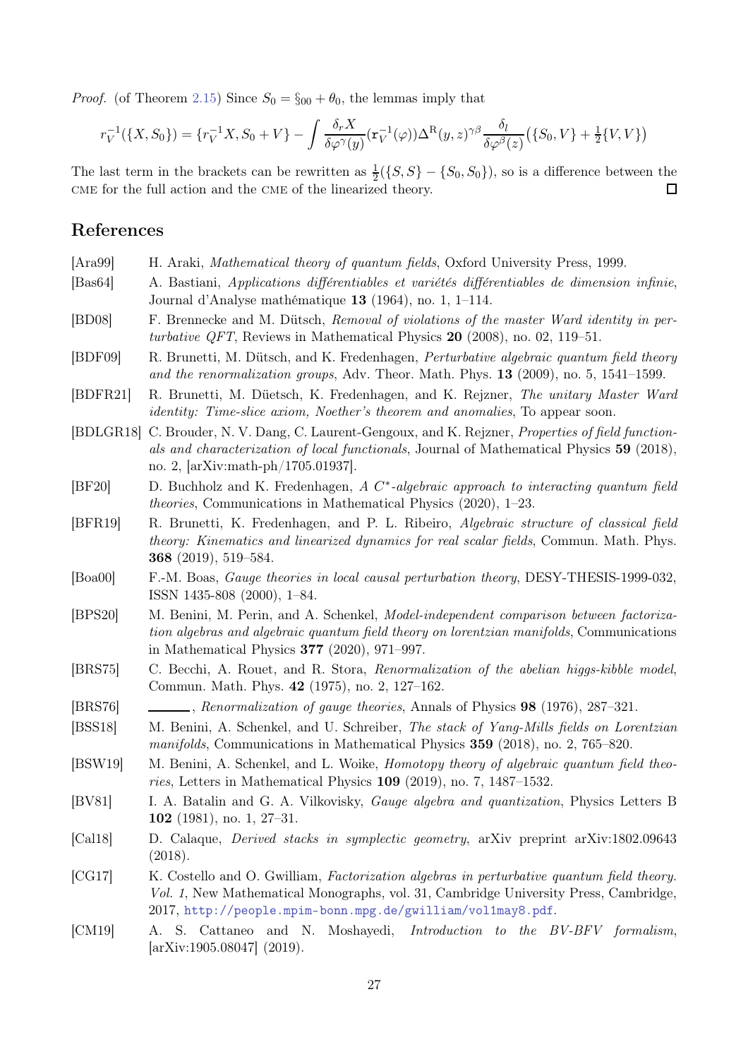*Proof.* (of Theorem 2.15) Since $S_0 = \S_{00} + \theta_0$, the lemmas imply that

$$r_V^{-1}(\{X, S_0\}) = \{r_V^{-1}X, S_0 + V\} - \int \frac{\delta_r X}{\delta\varphi^\gamma(y)}(\mathtt{r}_V^{-1}(\varphi))\Delta^{\mathrm{R}}(y,z)^{\gamma\beta}\frac{\delta_l}{\delta\varphi^\beta(z)}\big(\{S_0, V\} + \tfrac{1}{2}\{V, V\}\big)$$

The last term in the brackets can be rewritten as $\frac{1}{2}(\{S, S\} - \{S_0, S_0\})$, so is a difference between the CME for the full action and the CME of the linearized theory. ∎

## References

[Ara99] H. Araki, *Mathematical theory of quantum fields*, Oxford University Press, 1999.

[Bas64] A. Bastiani, *Applications différentiables et variétés différentiables de dimension infinie*, Journal d'Analyse mathématique **13** (1964), no. 1, 1–114.

[BD08] F. Brennecke and M. Dütsch, *Removal of violations of the master Ward identity in perturbative QFT*, Reviews in Mathematical Physics **20** (2008), no. 02, 119–51.

[BDF09] R. Brunetti, M. Dütsch, and K. Fredenhagen, *Perturbative algebraic quantum field theory and the renormalization groups*, Adv. Theor. Math. Phys. **13** (2009), no. 5, 1541–1599.

[BDFR21] R. Brunetti, M. Düetsch, K. Fredenhagen, and K. Rejzner, *The unitary Master Ward identity: Time-slice axiom, Noether's theorem and anomalies*, To appear soon.

[BDLGR18] C. Brouder, N. V. Dang, C. Laurent-Gengoux, and K. Rejzner, *Properties of field functionals and characterization of local functionals*, Journal of Mathematical Physics **59** (2018), no. 2, [arXiv:math-ph/1705.01937].

[BF20] D. Buchholz and K. Fredenhagen, *A $C^*$-algebraic approach to interacting quantum field theories*, Communications in Mathematical Physics (2020), 1–23.

[BFR19] R. Brunetti, K. Fredenhagen, and P. L. Ribeiro, *Algebraic structure of classical field theory: Kinematics and linearized dynamics for real scalar fields*, Commun. Math. Phys. **368** (2019), 519–584.

[Boa00] F.-M. Boas, *Gauge theories in local causal perturbation theory*, DESY-THESIS-1999-032, ISSN 1435-808 (2000), 1–84.

[BPS20] M. Benini, M. Perin, and A. Schenkel, *Model-independent comparison between factorization algebras and algebraic quantum field theory on lorentzian manifolds*, Communications in Mathematical Physics **377** (2020), 971–997.

[BRS75] C. Becchi, A. Rouet, and R. Stora, *Renormalization of the abelian higgs-kibble model*, Commun. Math. Phys. **42** (1975), no. 2, 127–162.

[BRS76] ———, *Renormalization of gauge theories*, Annals of Physics **98** (1976), 287–321.

[BSS18] M. Benini, A. Schenkel, and U. Schreiber, *The stack of Yang-Mills fields on Lorentzian manifolds*, Communications in Mathematical Physics **359** (2018), no. 2, 765–820.

[BSW19] M. Benini, A. Schenkel, and L. Woike, *Homotopy theory of algebraic quantum field theories*, Letters in Mathematical Physics **109** (2019), no. 7, 1487–1532.

[BV81] I. A. Batalin and G. A. Vilkovisky, *Gauge algebra and quantization*, Physics Letters B **102** (1981), no. 1, 27–31.

[Cal18] D. Calaque, *Derived stacks in symplectic geometry*, arXiv preprint arXiv:1802.09643 (2018).

[CG17] K. Costello and O. Gwilliam, *Factorization algebras in perturbative quantum field theory. Vol. 1*, New Mathematical Monographs, vol. 31, Cambridge University Press, Cambridge, 2017, http://people.mpim-bonn.mpg.de/gwilliam/vol1may8.pdf.

[CM19] A. S. Cattaneo and N. Moshayedi, *Introduction to the BV-BFV formalism*, [arXiv:1905.08047] (2019).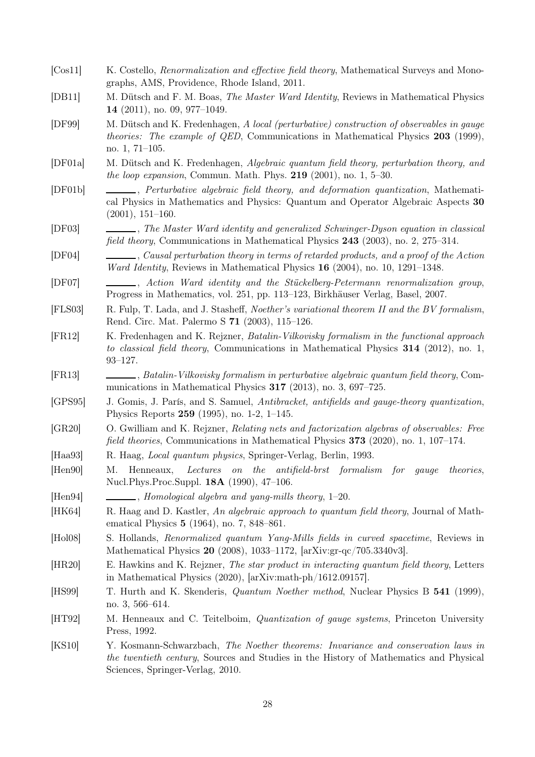[Cos11] K. Costello, *Renormalization and effective field theory*, Mathematical Surveys and Monographs, AMS, Providence, Rhode Island, 2011.

[DB11] M. Dütsch and F. M. Boas, *The Master Ward Identity*, Reviews in Mathematical Physics **14** (2011), no. 09, 977–1049.

[DF99] M. Dütsch and K. Fredenhagen, *A local (perturbative) construction of observables in gauge theories: The example of QED*, Communications in Mathematical Physics **203** (1999), no. 1, 71–105.

[DF01a] M. Dütsch and K. Fredenhagen, *Algebraic quantum field theory, perturbation theory, and the loop expansion*, Commun. Math. Phys. **219** (2001), no. 1, 5–30.

[DF01b] ______, *Perturbative algebraic field theory, and deformation quantization*, Mathematical Physics in Mathematics and Physics: Quantum and Operator Algebraic Aspects **30** (2001), 151–160.

[DF03] ______, *The Master Ward identity and generalized Schwinger-Dyson equation in classical field theory*, Communications in Mathematical Physics **243** (2003), no. 2, 275–314.

[DF04] ______, *Causal perturbation theory in terms of retarded products, and a proof of the Action Ward Identity*, Reviews in Mathematical Physics **16** (2004), no. 10, 1291–1348.

[DF07] ______, *Action Ward identity and the Stückelberg-Petermann renormalization group*, Progress in Mathematics, vol. 251, pp. 113–123, Birkhäuser Verlag, Basel, 2007.

[FLS03] R. Fulp, T. Lada, and J. Stasheff, *Noether's variational theorem II and the BV formalism*, Rend. Circ. Mat. Palermo S **71** (2003), 115–126.

[FR12] K. Fredenhagen and K. Rejzner, *Batalin-Vilkovisky formalism in the functional approach to classical field theory*, Communications in Mathematical Physics **314** (2012), no. 1, 93–127.

[FR13] ______, *Batalin-Vilkovisky formalism in perturbative algebraic quantum field theory*, Communications in Mathematical Physics **317** (2013), no. 3, 697–725.

[GPS95] J. Gomis, J. París, and S. Samuel, *Antibracket, antifields and gauge-theory quantization*, Physics Reports **259** (1995), no. 1-2, 1–145.

[GR20] O. Gwilliam and K. Rejzner, *Relating nets and factorization algebras of observables: Free field theories*, Communications in Mathematical Physics **373** (2020), no. 1, 107–174.

[Haa93] R. Haag, *Local quantum physics*, Springer-Verlag, Berlin, 1993.

[Hen90] M. Henneaux, *Lectures on the antifield-brst formalism for gauge theories*, Nucl.Phys.Proc.Suppl. **18A** (1990), 47–106.

[Hen94] ______, *Homological algebra and yang-mills theory*, 1–20.

[HK64] R. Haag and D. Kastler, *An algebraic approach to quantum field theory*, Journal of Mathematical Physics **5** (1964), no. 7, 848–861.

[Hol08] S. Hollands, *Renormalized quantum Yang-Mills fields in curved spacetime*, Reviews in Mathematical Physics **20** (2008), 1033–1172, [arXiv:gr-qc/705.3340v3].

[HR20] E. Hawkins and K. Rejzner, *The star product in interacting quantum field theory*, Letters in Mathematical Physics (2020), [arXiv:math-ph/1612.09157].

[HS99] T. Hurth and K. Skenderis, *Quantum Noether method*, Nuclear Physics B **541** (1999), no. 3, 566–614.

[HT92] M. Henneaux and C. Teitelboim, *Quantization of gauge systems*, Princeton University Press, 1992.

[KS10] Y. Kosmann-Schwarzbach, *The Noether theorems: Invariance and conservation laws in the twentieth century*, Sources and Studies in the History of Mathematics and Physical Sciences, Springer-Verlag, 2010.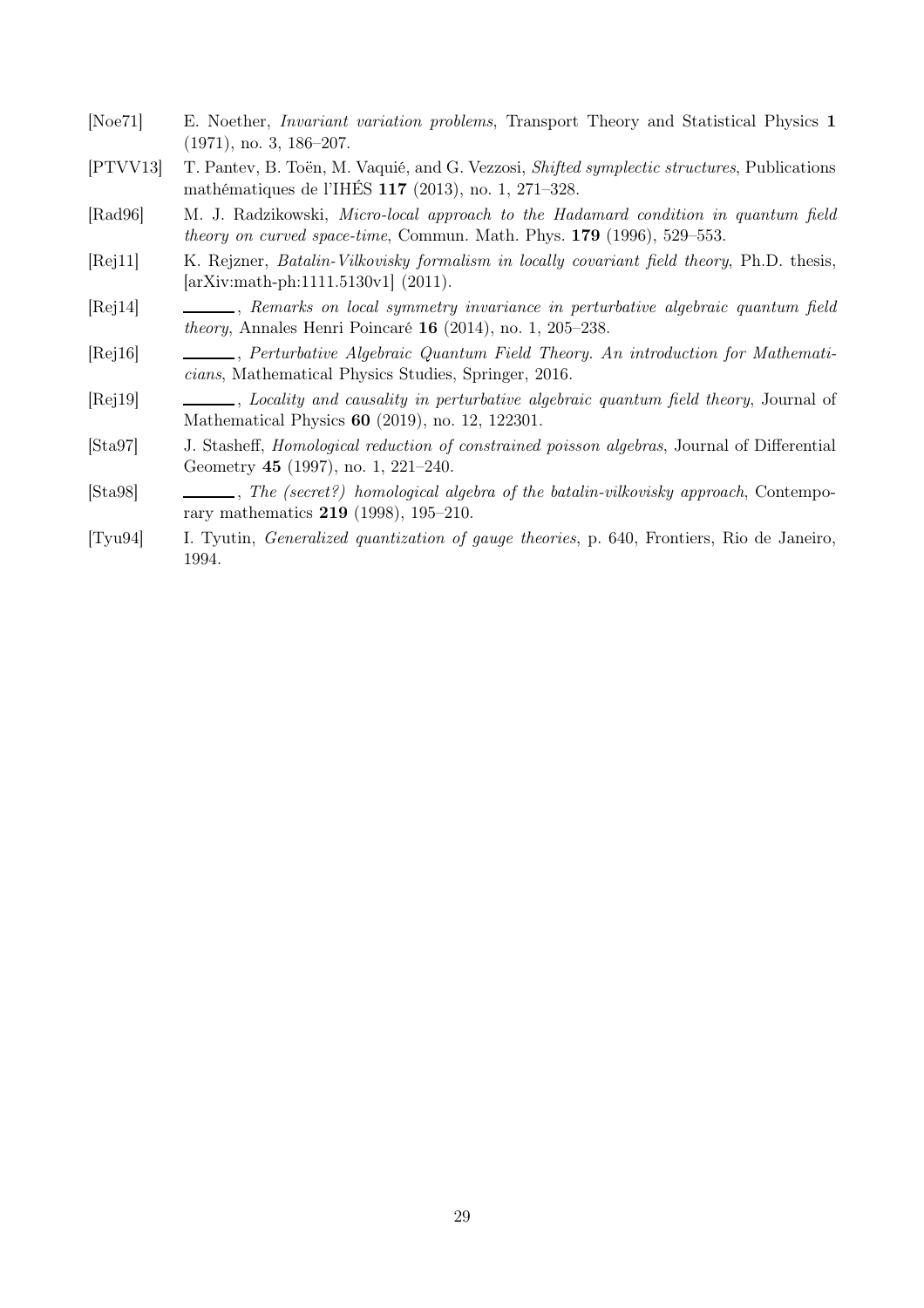[Noe71] E. Noether, *Invariant variation problems*, Transport Theory and Statistical Physics **1** (1971), no. 3, 186–207.

[PTVV13] T. Pantev, B. Toën, M. Vaquié, and G. Vezzosi, *Shifted symplectic structures*, Publications mathématiques de l'IHÉS **117** (2013), no. 1, 271–328.

[Rad96] M. J. Radzikowski, *Micro-local approach to the Hadamard condition in quantum field theory on curved space-time*, Commun. Math. Phys. **179** (1996), 529–553.

[Rej11] K. Rejzner, *Batalin-Vilkovisky formalism in locally covariant field theory*, Ph.D. thesis, [arXiv:math-ph:1111.5130v1] (2011).

[Rej14] ———, *Remarks on local symmetry invariance in perturbative algebraic quantum field theory*, Annales Henri Poincaré **16** (2014), no. 1, 205–238.

[Rej16] ———, *Perturbative Algebraic Quantum Field Theory. An introduction for Mathematicians*, Mathematical Physics Studies, Springer, 2016.

[Rej19] ———, *Locality and causality in perturbative algebraic quantum field theory*, Journal of Mathematical Physics **60** (2019), no. 12, 122301.

[Sta97] J. Stasheff, *Homological reduction of constrained poisson algebras*, Journal of Differential Geometry **45** (1997), no. 1, 221–240.

[Sta98] ———, *The (secret?) homological algebra of the batalin-vilkovisky approach*, Contemporary mathematics **219** (1998), 195–210.

[Tyu94] I. Tyutin, *Generalized quantization of gauge theories*, p. 640, Frontiers, Rio de Janeiro, 1994.